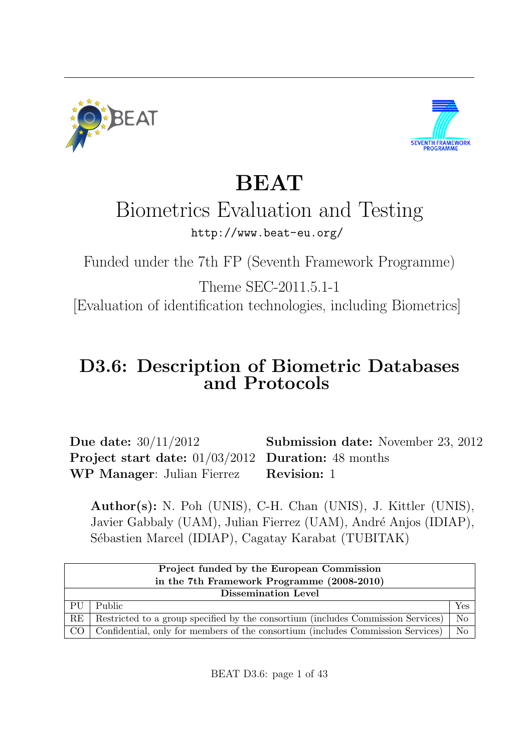# BEAT

## Biometrics Evaluation and Testing

http://www.beat-eu.org/

Funded under the 7th FP (Seventh Framework Programme)

Theme SEC-2011.5.1-1

[Evaluation of identification technologies, including Biometrics]

# D3.6: Description of Biometric Databases and Protocols

**Due date:** 30/11/2012
**Submission date:** November 23, 2012
**Project start date:** 01/03/2012
**Duration:** 48 months
**WP Manager**: Julian Fierrez
**Revision:** 1

**Author(s):** N. Poh (UNIS), C-H. Chan (UNIS), J. Kittler (UNIS), Javier Gabbaly (UAM), Julian Fierrez (UAM), André Anjos (IDIAP), Sébastien Marcel (IDIAP), Cagatay Karabat (TUBITAK)

| **Project funded by the European Commission in the 7th Framework Programme (2008-2010)** | | |
|---|---|---|
| **Dissemination Level** | | |
| PU | Public | Yes |
| RE | Restricted to a group specified by the consortium (includes Commission Services) | No |
| CO | Confidential, only for members of the consortium (includes Commission Services) | No |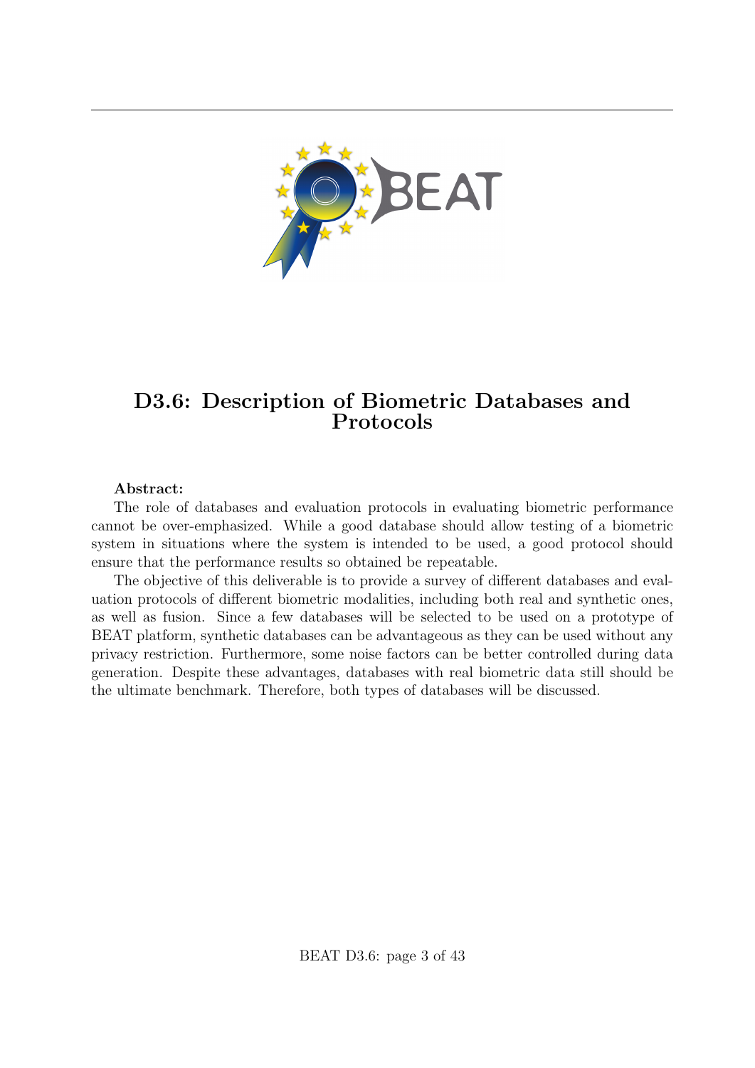# D3.6: Description of Biometric Databases and Protocols

**Abstract:**

The role of databases and evaluation protocols in evaluating biometric performance cannot be over-emphasized. While a good database should allow testing of a biometric system in situations where the system is intended to be used, a good protocol should ensure that the performance results so obtained be repeatable.

The objective of this deliverable is to provide a survey of different databases and evaluation protocols of different biometric modalities, including both real and synthetic ones, as well as fusion. Since a few databases will be selected to be used on a prototype of BEAT platform, synthetic databases can be advantageous as they can be used without any privacy restriction. Furthermore, some noise factors can be better controlled during data generation. Despite these advantages, databases with real biometric data still should be the ultimate benchmark. Therefore, both types of databases will be discussed.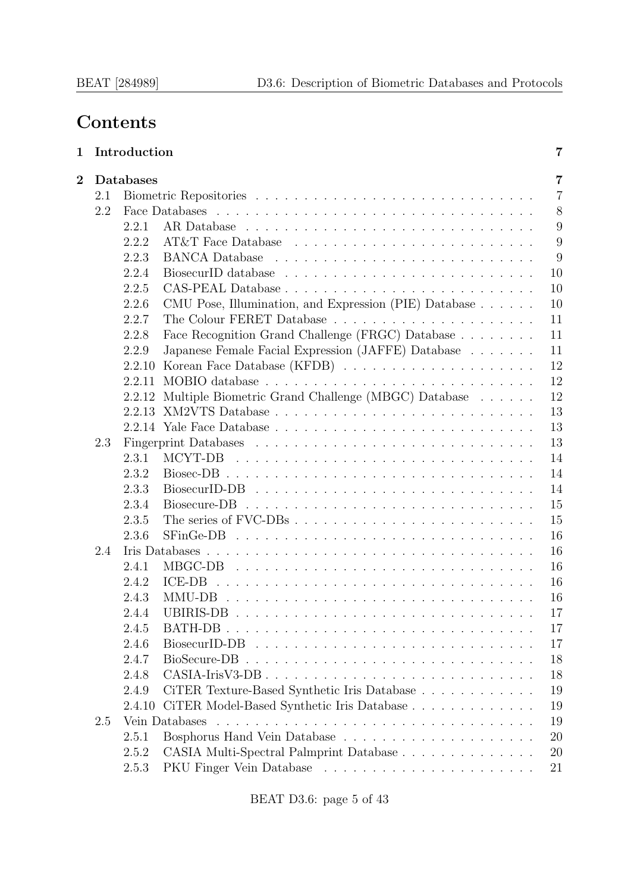# Contents

**1 Introduction** **7**

**2 Databases** **7**

- 2.1 Biometric Repositories . . . . . 7
- 2.2 Face Databases . . . . . 8
  - 2.2.1 AR Database . . . . . 9
  - 2.2.2 AT&T Face Database . . . . . 9
  - 2.2.3 BANCA Database . . . . . 9
  - 2.2.4 BiosecurID database . . . . . 10
  - 2.2.5 CAS-PEAL Database . . . . . 10
  - 2.2.6 CMU Pose, Illumination, and Expression (PIE) Database . . . . . 10
  - 2.2.7 The Colour FERET Database . . . . . 11
  - 2.2.8 Face Recognition Grand Challenge (FRGC) Database . . . . . 11
  - 2.2.9 Japanese Female Facial Expression (JAFFE) Database . . . . . 11
  - 2.2.10 Korean Face Database (KFDB) . . . . . 12
  - 2.2.11 MOBIO database . . . . . 12
  - 2.2.12 Multiple Biometric Grand Challenge (MBGC) Database . . . . . 12
  - 2.2.13 XM2VTS Database . . . . . 13
  - 2.2.14 Yale Face Database . . . . . 13
- 2.3 Fingerprint Databases . . . . . 13
  - 2.3.1 MCYT-DB . . . . . 14
  - 2.3.2 Biosec-DB . . . . . 14
  - 2.3.3 BiosecurID-DB . . . . . 14
  - 2.3.4 Biosecure-DB . . . . . 15
  - 2.3.5 The series of FVC-DBs . . . . . 15
  - 2.3.6 SFinGe-DB . . . . . 16
- 2.4 Iris Databases . . . . . 16
  - 2.4.1 MBGC-DB . . . . . 16
  - 2.4.2 ICE-DB . . . . . 16
  - 2.4.3 MMU-DB . . . . . 16
  - 2.4.4 UBIRIS-DB . . . . . 17
  - 2.4.5 BATH-DB . . . . . 17
  - 2.4.6 BiosecurID-DB . . . . . 17
  - 2.4.7 BioSecure-DB . . . . . 18
  - 2.4.8 CASIA-IrisV3-DB . . . . . 18
  - 2.4.9 CiTER Texture-Based Synthetic Iris Database . . . . . 19
  - 2.4.10 CiTER Model-Based Synthetic Iris Database . . . . . 19
- 2.5 Vein Databases . . . . . 19
  - 2.5.1 Bosphorus Hand Vein Database . . . . . 20
  - 2.5.2 CASIA Multi-Spectral Palmprint Database . . . . . 20
  - 2.5.3 PKU Finger Vein Database . . . . . 21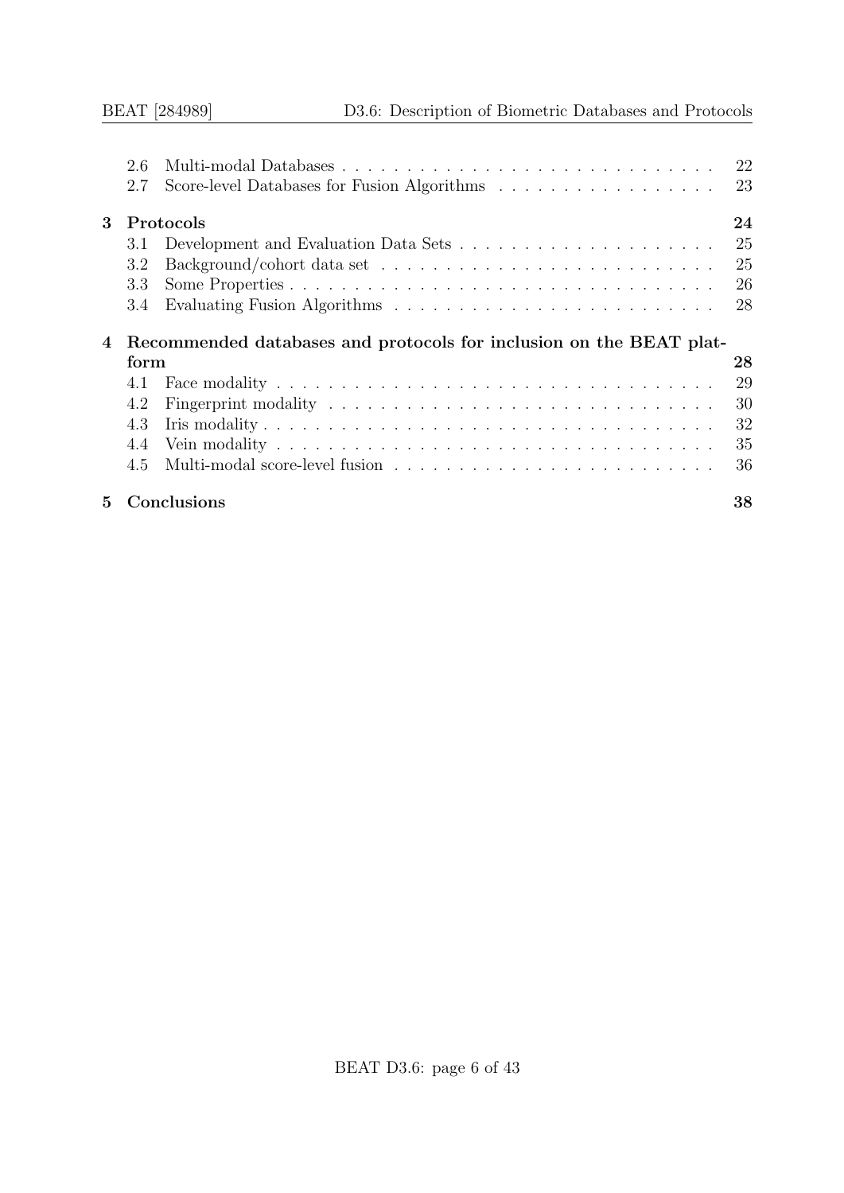2.6 Multi-modal Databases . . . . . . . . . . . . . . . . . . . . . . . . . . . . . 22
2.7 Score-level Databases for Fusion Algorithms . . . . . . . . . . . . . . . . . . 23

**3 Protocols** **24**

3.1 Development and Evaluation Data Sets . . . . . . . . . . . . . . . . . . . . 25
3.2 Background/cohort data set . . . . . . . . . . . . . . . . . . . . . . . . . . 25
3.3 Some Properties . . . . . . . . . . . . . . . . . . . . . . . . . . . . . . . . . 26
3.4 Evaluating Fusion Algorithms . . . . . . . . . . . . . . . . . . . . . . . . . 28

**4 Recommended databases and protocols for inclusion on the BEAT platform** **28**

4.1 Face modality . . . . . . . . . . . . . . . . . . . . . . . . . . . . . . . . . . 29
4.2 Fingerprint modality . . . . . . . . . . . . . . . . . . . . . . . . . . . . . . 30
4.3 Iris modality . . . . . . . . . . . . . . . . . . . . . . . . . . . . . . . . . . . 32
4.4 Vein modality . . . . . . . . . . . . . . . . . . . . . . . . . . . . . . . . . . 35
4.5 Multi-modal score-level fusion . . . . . . . . . . . . . . . . . . . . . . . . . 36

**5 Conclusions** **38**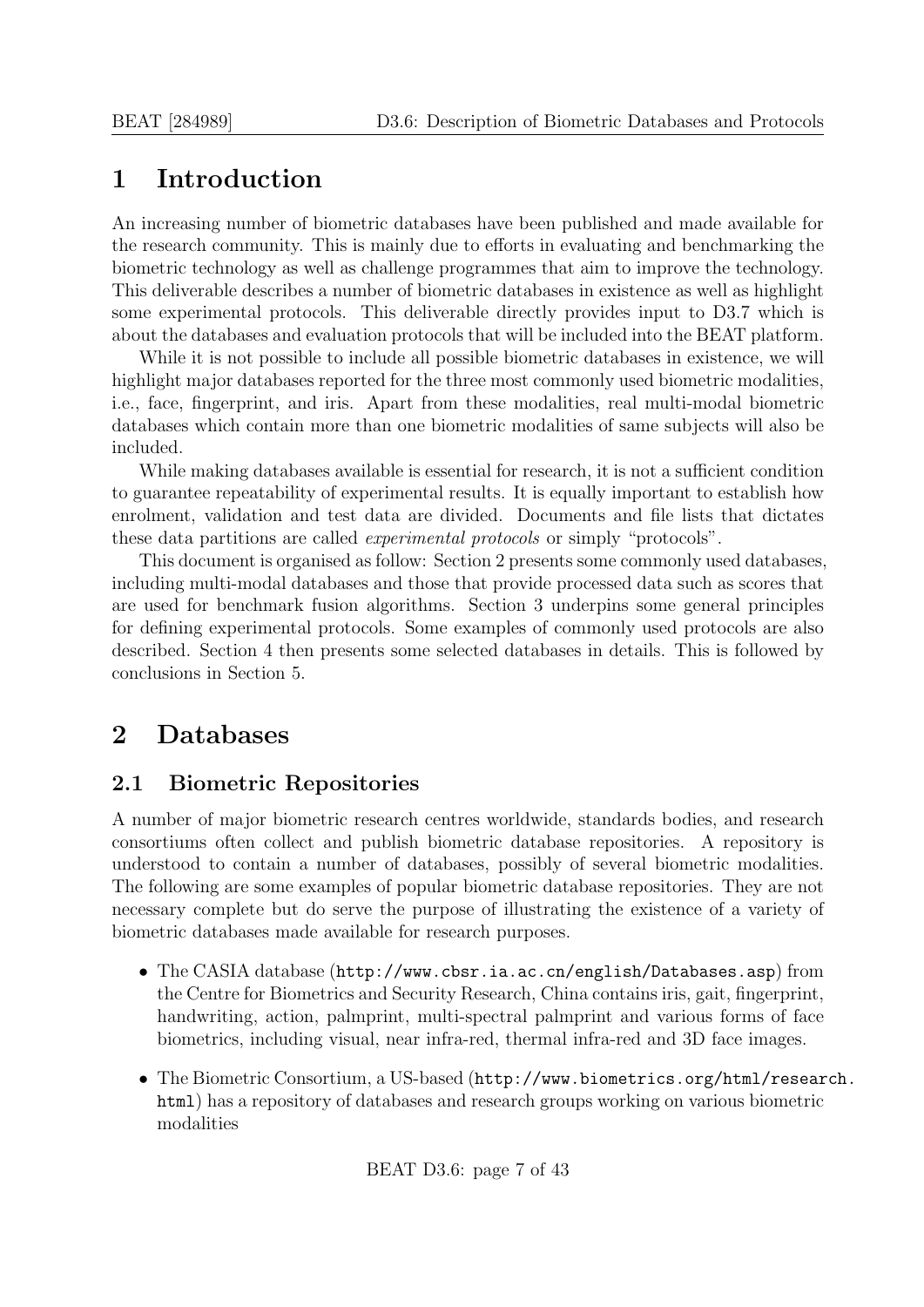# 1 Introduction

An increasing number of biometric databases have been published and made available for the research community. This is mainly due to efforts in evaluating and benchmarking the biometric technology as well as challenge programmes that aim to improve the technology. This deliverable describes a number of biometric databases in existence as well as highlight some experimental protocols. This deliverable directly provides input to D3.7 which is about the databases and evaluation protocols that will be included into the BEAT platform.

While it is not possible to include all possible biometric databases in existence, we will highlight major databases reported for the three most commonly used biometric modalities, i.e., face, fingerprint, and iris. Apart from these modalities, real multi-modal biometric databases which contain more than one biometric modalities of same subjects will also be included.

While making databases available is essential for research, it is not a sufficient condition to guarantee repeatability of experimental results. It is equally important to establish how enrolment, validation and test data are divided. Documents and file lists that dictates these data partitions are called *experimental protocols* or simply "protocols".

This document is organised as follow: Section 2 presents some commonly used databases, including multi-modal databases and those that provide processed data such as scores that are used for benchmark fusion algorithms. Section 3 underpins some general principles for defining experimental protocols. Some examples of commonly used protocols are also described. Section 4 then presents some selected databases in details. This is followed by conclusions in Section 5.

# 2 Databases

## 2.1 Biometric Repositories

A number of major biometric research centres worldwide, standards bodies, and research consortiums often collect and publish biometric database repositories. A repository is understood to contain a number of databases, possibly of several biometric modalities. The following are some examples of popular biometric database repositories. They are not necessary complete but do serve the purpose of illustrating the existence of a variety of biometric databases made available for research purposes.

- The CASIA database (`http://www.cbsr.ia.ac.cn/english/Databases.asp`) from the Centre for Biometrics and Security Research, China contains iris, gait, fingerprint, handwriting, action, palmprint, multi-spectral palmprint and various forms of face biometrics, including visual, near infra-red, thermal infra-red and 3D face images.
- The Biometric Consortium, a US-based (`http://www.biometrics.org/html/research.html`) has a repository of databases and research groups working on various biometric modalities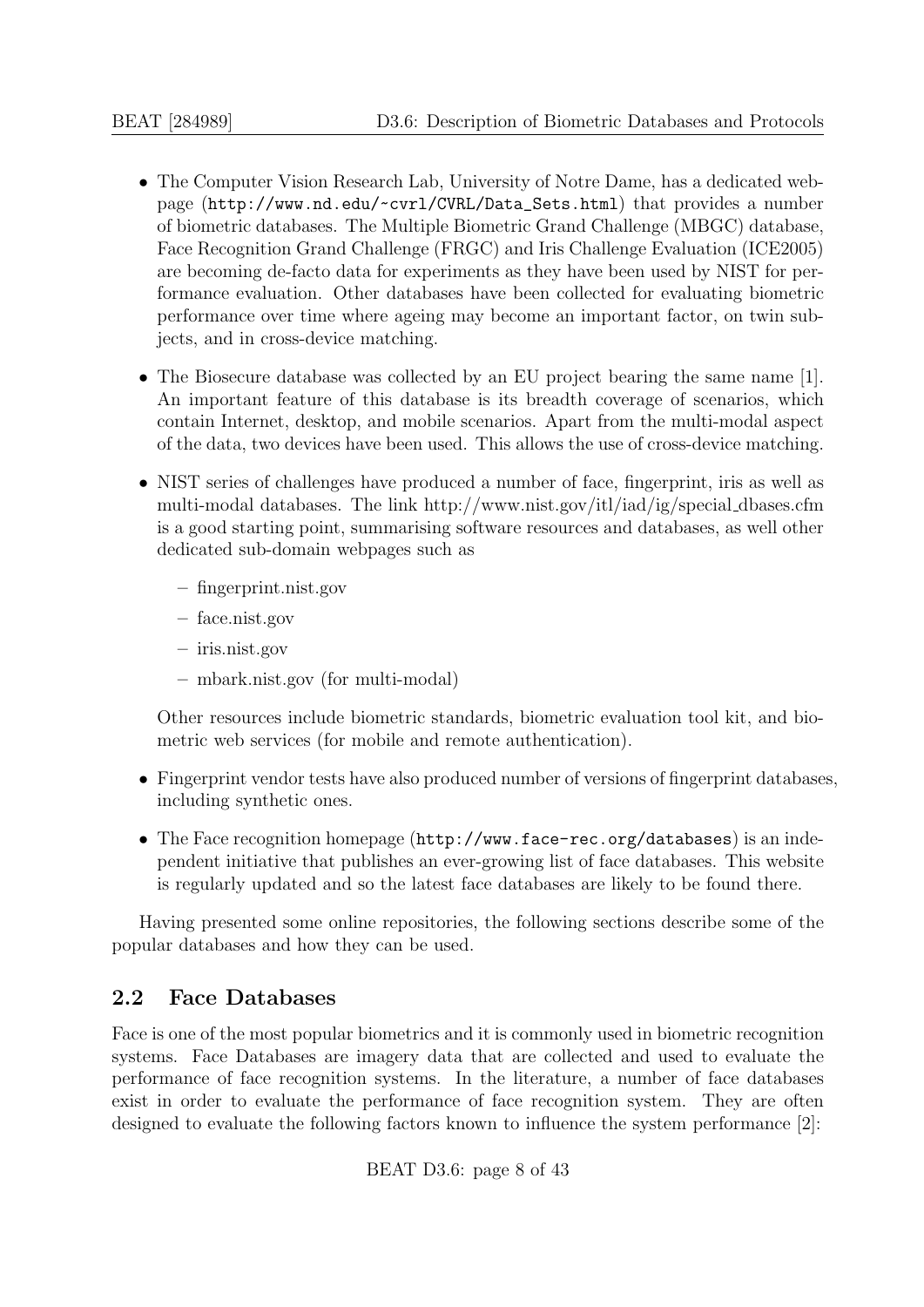- The Computer Vision Research Lab, University of Notre Dame, has a dedicated webpage (`http://www.nd.edu/~cvrl/CVRL/Data_Sets.html`) that provides a number of biometric databases. The Multiple Biometric Grand Challenge (MBGC) database, Face Recognition Grand Challenge (FRGC) and Iris Challenge Evaluation (ICE2005) are becoming de-facto data for experiments as they have been used by NIST for performance evaluation. Other databases have been collected for evaluating biometric performance over time where ageing may become an important factor, on twin subjects, and in cross-device matching.

- The Biosecure database was collected by an EU project bearing the same name [1]. An important feature of this database is its breadth coverage of scenarios, which contain Internet, desktop, and mobile scenarios. Apart from the multi-modal aspect of the data, two devices have been used. This allows the use of cross-device matching.

- NIST series of challenges have produced a number of face, fingerprint, iris as well as multi-modal databases. The link http://www.nist.gov/itl/iad/ig/special_dbases.cfm is a good starting point, summarising software resources and databases, as well other dedicated sub-domain webpages such as

  – fingerprint.nist.gov

  – face.nist.gov

  – iris.nist.gov

  – mbark.nist.gov (for multi-modal)

  Other resources include biometric standards, biometric evaluation tool kit, and biometric web services (for mobile and remote authentication).

- Fingerprint vendor tests have also produced number of versions of fingerprint databases, including synthetic ones.

- The Face recognition homepage (`http://www.face-rec.org/databases`) is an independent initiative that publishes an ever-growing list of face databases. This website is regularly updated and so the latest face databases are likely to be found there.

Having presented some online repositories, the following sections describe some of the popular databases and how they can be used.

## 2.2 Face Databases

Face is one of the most popular biometrics and it is commonly used in biometric recognition systems. Face Databases are imagery data that are collected and used to evaluate the performance of face recognition systems. In the literature, a number of face databases exist in order to evaluate the performance of face recognition system. They are often designed to evaluate the following factors known to influence the system performance [2]: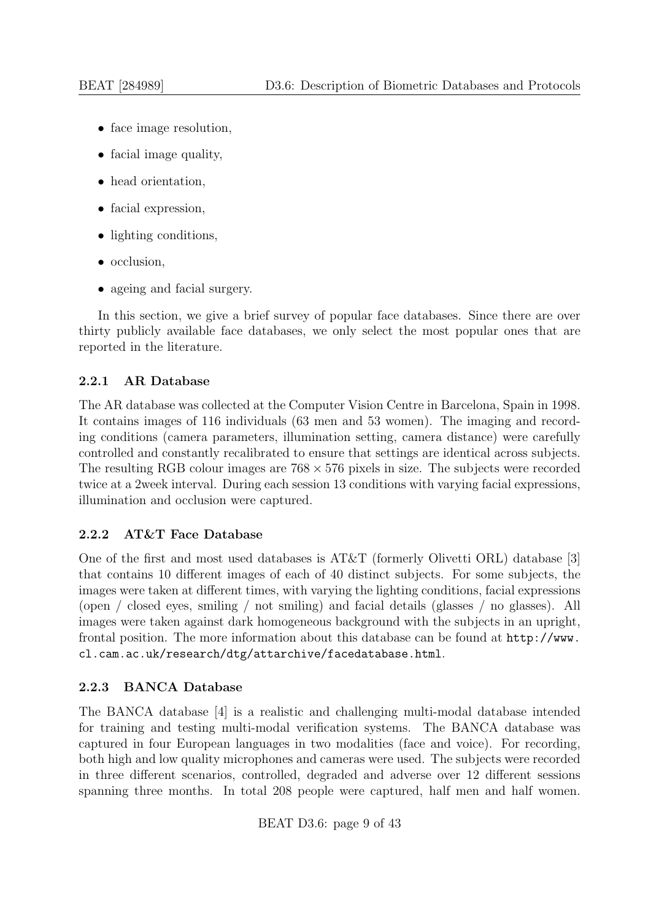- face image resolution,
- facial image quality,
- head orientation,
- facial expression,
- lighting conditions,
- occlusion,
- ageing and facial surgery.

In this section, we give a brief survey of popular face databases. Since there are over thirty publicly available face databases, we only select the most popular ones that are reported in the literature.

### 2.2.1 AR Database

The AR database was collected at the Computer Vision Centre in Barcelona, Spain in 1998. It contains images of 116 individuals (63 men and 53 women). The imaging and recording conditions (camera parameters, illumination setting, camera distance) were carefully controlled and constantly recalibrated to ensure that settings are identical across subjects. The resulting RGB colour images are $768 \times 576$ pixels in size. The subjects were recorded twice at a 2week interval. During each session 13 conditions with varying facial expressions, illumination and occlusion were captured.

### 2.2.2 AT&T Face Database

One of the first and most used databases is AT&T (formerly Olivetti ORL) database [3] that contains 10 different images of each of 40 distinct subjects. For some subjects, the images were taken at different times, with varying the lighting conditions, facial expressions (open / closed eyes, smiling / not smiling) and facial details (glasses / no glasses). All images were taken against dark homogeneous background with the subjects in an upright, frontal position. The more information about this database can be found at `http://www.cl.cam.ac.uk/research/dtg/attarchive/facedatabase.html`.

### 2.2.3 BANCA Database

The BANCA database [4] is a realistic and challenging multi-modal database intended for training and testing multi-modal verification systems. The BANCA database was captured in four European languages in two modalities (face and voice). For recording, both high and low quality microphones and cameras were used. The subjects were recorded in three different scenarios, controlled, degraded and adverse over 12 different sessions spanning three months. In total 208 people were captured, half men and half women.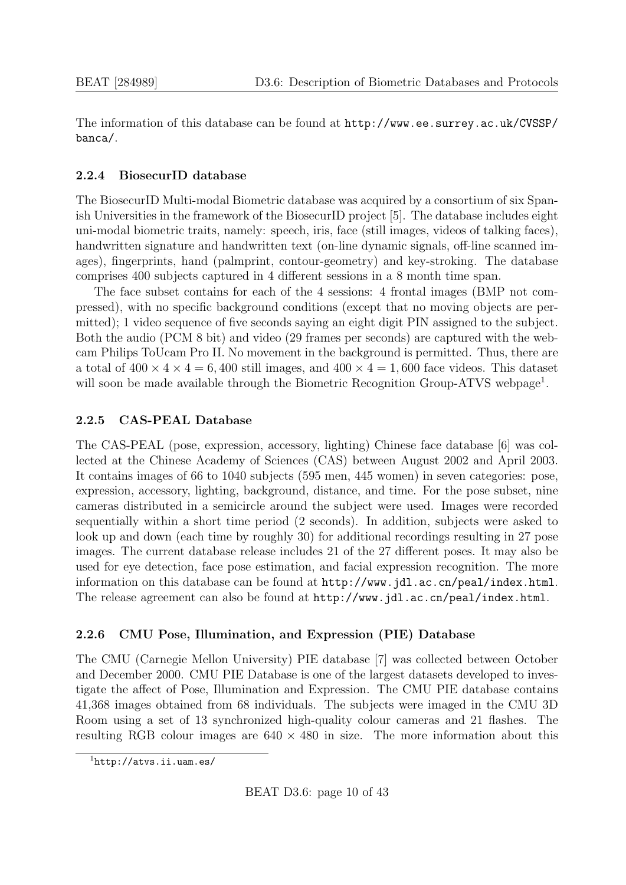The information of this database can be found at http://www.ee.surrey.ac.uk/CVSSP/banca/.

### 2.2.4 BiosecurID database

The BiosecurID Multi-modal Biometric database was acquired by a consortium of six Spanish Universities in the framework of the BiosecurID project [5]. The database includes eight uni-modal biometric traits, namely: speech, iris, face (still images, videos of talking faces), handwritten signature and handwritten text (on-line dynamic signals, off-line scanned images), fingerprints, hand (palmprint, contour-geometry) and key-stroking. The database comprises 400 subjects captured in 4 different sessions in a 8 month time span.

The face subset contains for each of the 4 sessions: 4 frontal images (BMP not compressed), with no specific background conditions (except that no moving objects are permitted); 1 video sequence of five seconds saying an eight digit PIN assigned to the subject. Both the audio (PCM 8 bit) and video (29 frames per seconds) are captured with the webcam Philips ToUcam Pro II. No movement in the background is permitted. Thus, there are a total of $400 \times 4 \times 4 = 6,400$ still images, and $400 \times 4 = 1,600$ face videos. This dataset will soon be made available through the Biometric Recognition Group-ATVS webpage[1].

### 2.2.5 CAS-PEAL Database

The CAS-PEAL (pose, expression, accessory, lighting) Chinese face database [6] was collected at the Chinese Academy of Sciences (CAS) between August 2002 and April 2003. It contains images of 66 to 1040 subjects (595 men, 445 women) in seven categories: pose, expression, accessory, lighting, background, distance, and time. For the pose subset, nine cameras distributed in a semicircle around the subject were used. Images were recorded sequentially within a short time period (2 seconds). In addition, subjects were asked to look up and down (each time by roughly 30) for additional recordings resulting in 27 pose images. The current database release includes 21 of the 27 different poses. It may also be used for eye detection, face pose estimation, and facial expression recognition. The more information on this database can be found at http://www.jdl.ac.cn/peal/index.html. The release agreement can also be found at http://www.jdl.ac.cn/peal/index.html.

### 2.2.6 CMU Pose, Illumination, and Expression (PIE) Database

The CMU (Carnegie Mellon University) PIE database [7] was collected between October and December 2000. CMU PIE Database is one of the largest datasets developed to investigate the affect of Pose, Illumination and Expression. The CMU PIE database contains 41,368 images obtained from 68 individuals. The subjects were imaged in the CMU 3D Room using a set of 13 synchronized high-quality colour cameras and 21 flashes. The resulting RGB colour images are $640 \times 480$ in size. The more information about this

[1] http://atvs.ii.uam.es/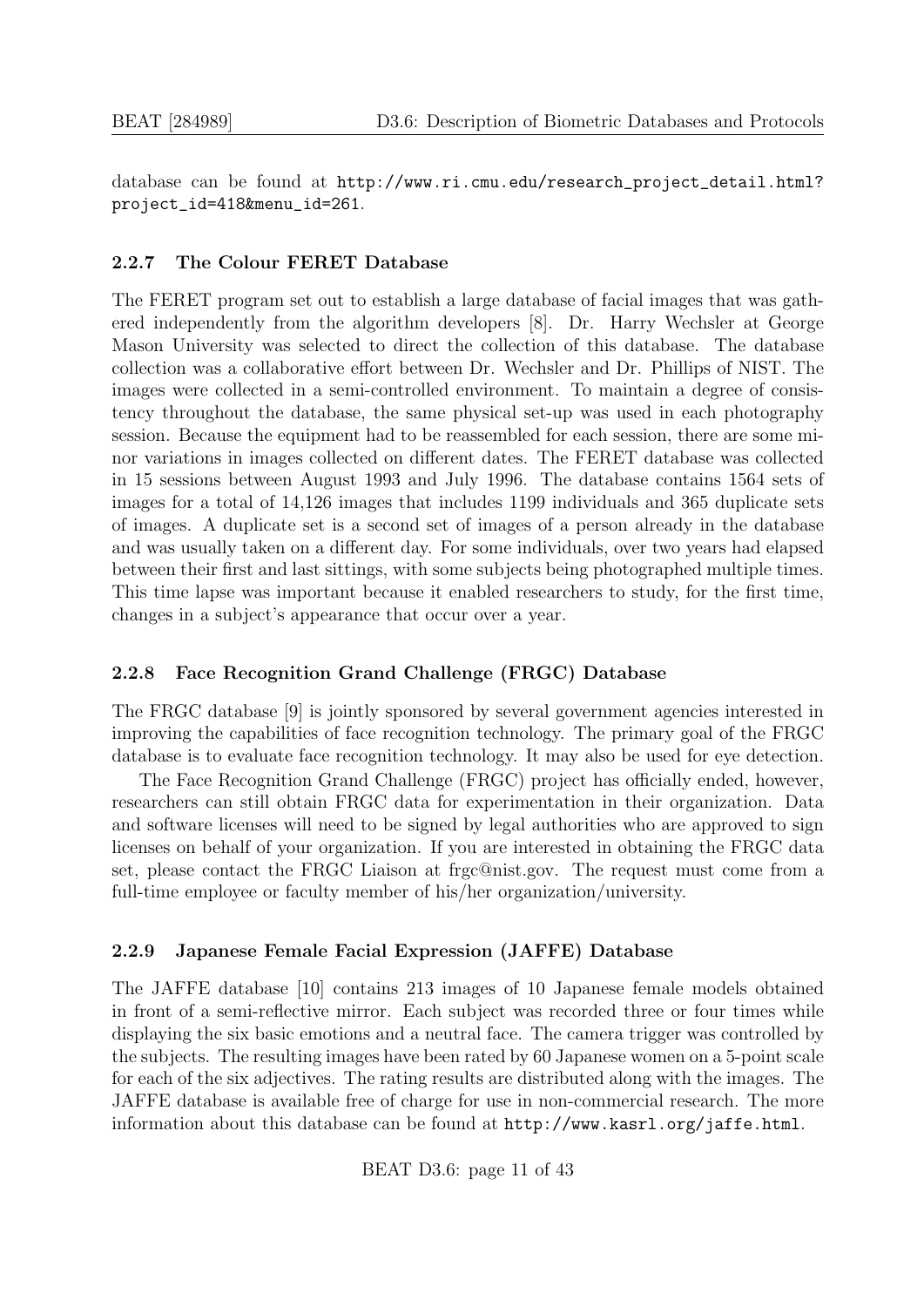database can be found at http://www.ri.cmu.edu/research_project_detail.html?project_id=418&menu_id=261.

### 2.2.7 The Colour FERET Database

The FERET program set out to establish a large database of facial images that was gathered independently from the algorithm developers [8]. Dr. Harry Wechsler at George Mason University was selected to direct the collection of this database. The database collection was a collaborative effort between Dr. Wechsler and Dr. Phillips of NIST. The images were collected in a semi-controlled environment. To maintain a degree of consistency throughout the database, the same physical set-up was used in each photography session. Because the equipment had to be reassembled for each session, there are some minor variations in images collected on different dates. The FERET database was collected in 15 sessions between August 1993 and July 1996. The database contains 1564 sets of images for a total of 14,126 images that includes 1199 individuals and 365 duplicate sets of images. A duplicate set is a second set of images of a person already in the database and was usually taken on a different day. For some individuals, over two years had elapsed between their first and last sittings, with some subjects being photographed multiple times. This time lapse was important because it enabled researchers to study, for the first time, changes in a subject's appearance that occur over a year.

### 2.2.8 Face Recognition Grand Challenge (FRGC) Database

The FRGC database [9] is jointly sponsored by several government agencies interested in improving the capabilities of face recognition technology. The primary goal of the FRGC database is to evaluate face recognition technology. It may also be used for eye detection.

The Face Recognition Grand Challenge (FRGC) project has officially ended, however, researchers can still obtain FRGC data for experimentation in their organization. Data and software licenses will need to be signed by legal authorities who are approved to sign licenses on behalf of your organization. If you are interested in obtaining the FRGC data set, please contact the FRGC Liaison at frgc@nist.gov. The request must come from a full-time employee or faculty member of his/her organization/university.

### 2.2.9 Japanese Female Facial Expression (JAFFE) Database

The JAFFE database [10] contains 213 images of 10 Japanese female models obtained in front of a semi-reflective mirror. Each subject was recorded three or four times while displaying the six basic emotions and a neutral face. The camera trigger was controlled by the subjects. The resulting images have been rated by 60 Japanese women on a 5-point scale for each of the six adjectives. The rating results are distributed along with the images. The JAFFE database is available free of charge for use in non-commercial research. The more information about this database can be found at http://www.kasrl.org/jaffe.html.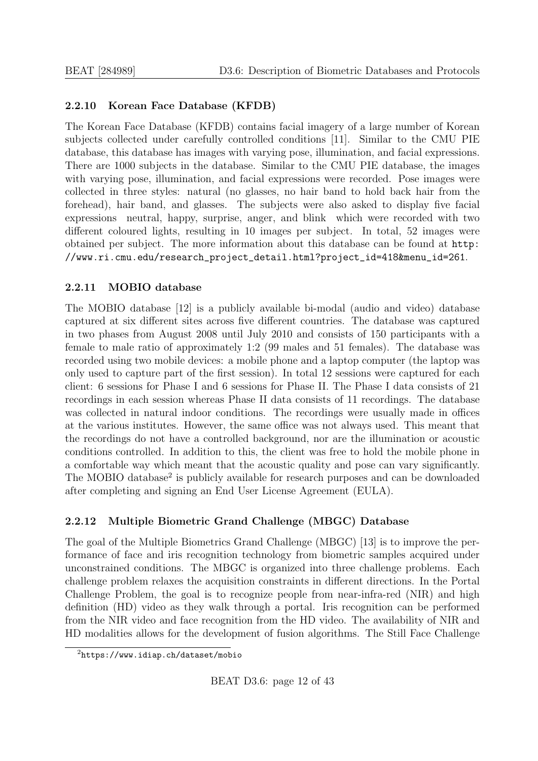### 2.2.10 Korean Face Database (KFDB)

The Korean Face Database (KFDB) contains facial imagery of a large number of Korean subjects collected under carefully controlled conditions [11]. Similar to the CMU PIE database, this database has images with varying pose, illumination, and facial expressions. There are 1000 subjects in the database. Similar to the CMU PIE database, the images with varying pose, illumination, and facial expressions were recorded. Pose images were collected in three styles: natural (no glasses, no hair band to hold back hair from the forehead), hair band, and glasses. The subjects were also asked to display five facial expressions neutral, happy, surprise, anger, and blink which were recorded with two different coloured lights, resulting in 10 images per subject. In total, 52 images were obtained per subject. The more information about this database can be found at `http://www.ri.cmu.edu/research_project_detail.html?project_id=418&menu_id=261`.

### 2.2.11 MOBIO database

The MOBIO database [12] is a publicly available bi-modal (audio and video) database captured at six different sites across five different countries. The database was captured in two phases from August 2008 until July 2010 and consists of 150 participants with a female to male ratio of approximately 1:2 (99 males and 51 females). The database was recorded using two mobile devices: a mobile phone and a laptop computer (the laptop was only used to capture part of the first session). In total 12 sessions were captured for each client: 6 sessions for Phase I and 6 sessions for Phase II. The Phase I data consists of 21 recordings in each session whereas Phase II data consists of 11 recordings. The database was collected in natural indoor conditions. The recordings were usually made in offices at the various institutes. However, the same office was not always used. This meant that the recordings do not have a controlled background, nor are the illumination or acoustic conditions controlled. In addition to this, the client was free to hold the mobile phone in a comfortable way which meant that the acoustic quality and pose can vary significantly. The MOBIO database[2] is publicly available for research purposes and can be downloaded after completing and signing an End User License Agreement (EULA).

### 2.2.12 Multiple Biometric Grand Challenge (MBGC) Database

The goal of the Multiple Biometrics Grand Challenge (MBGC) [13] is to improve the performance of face and iris recognition technology from biometric samples acquired under unconstrained conditions. The MBGC is organized into three challenge problems. Each challenge problem relaxes the acquisition constraints in different directions. In the Portal Challenge Problem, the goal is to recognize people from near-infra-red (NIR) and high definition (HD) video as they walk through a portal. Iris recognition can be performed from the NIR video and face recognition from the HD video. The availability of NIR and HD modalities allows for the development of fusion algorithms. The Still Face Challenge

[2] `https://www.idiap.ch/dataset/mobio`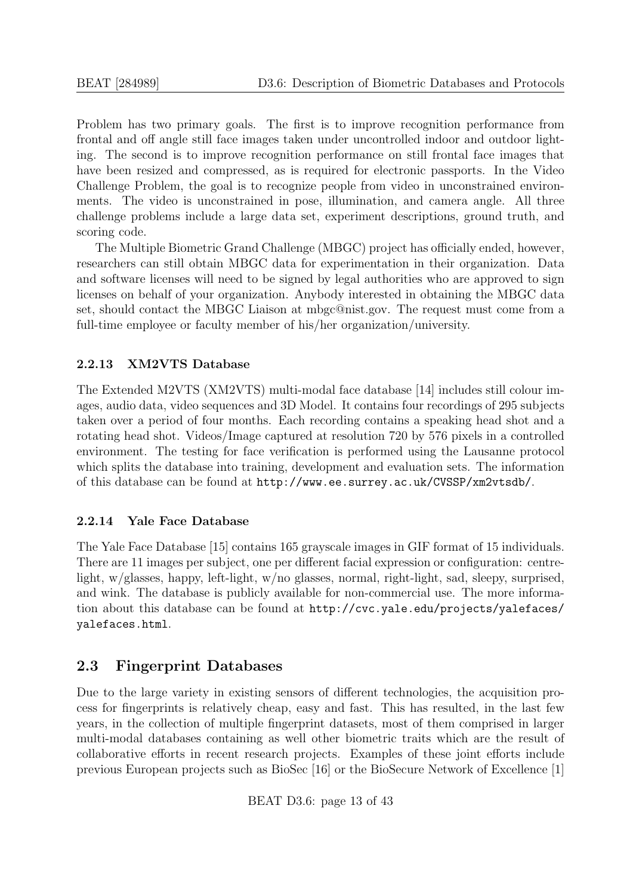Problem has two primary goals. The first is to improve recognition performance from frontal and off angle still face images taken under uncontrolled indoor and outdoor lighting. The second is to improve recognition performance on still frontal face images that have been resized and compressed, as is required for electronic passports. In the Video Challenge Problem, the goal is to recognize people from video in unconstrained environments. The video is unconstrained in pose, illumination, and camera angle. All three challenge problems include a large data set, experiment descriptions, ground truth, and scoring code.

The Multiple Biometric Grand Challenge (MBGC) project has officially ended, however, researchers can still obtain MBGC data for experimentation in their organization. Data and software licenses will need to be signed by legal authorities who are approved to sign licenses on behalf of your organization. Anybody interested in obtaining the MBGC data set, should contact the MBGC Liaison at mbgc@nist.gov. The request must come from a full-time employee or faculty member of his/her organization/university.

#### 2.2.13 XM2VTS Database

The Extended M2VTS (XM2VTS) multi-modal face database [14] includes still colour images, audio data, video sequences and 3D Model. It contains four recordings of 295 subjects taken over a period of four months. Each recording contains a speaking head shot and a rotating head shot. Videos/Image captured at resolution 720 by 576 pixels in a controlled environment. The testing for face verification is performed using the Lausanne protocol which splits the database into training, development and evaluation sets. The information of this database can be found at `http://www.ee.surrey.ac.uk/CVSSP/xm2vtsdb/`.

#### 2.2.14 Yale Face Database

The Yale Face Database [15] contains 165 grayscale images in GIF format of 15 individuals. There are 11 images per subject, one per different facial expression or configuration: centre-light, w/glasses, happy, left-light, w/no glasses, normal, right-light, sad, sleepy, surprised, and wink. The database is publicly available for non-commercial use. The more information about this database can be found at `http://cvc.yale.edu/projects/yalefaces/yalefaces.html`.

## 2.3 Fingerprint Databases

Due to the large variety in existing sensors of different technologies, the acquisition process for fingerprints is relatively cheap, easy and fast. This has resulted, in the last few years, in the collection of multiple fingerprint datasets, most of them comprised in larger multi-modal databases containing as well other biometric traits which are the result of collaborative efforts in recent research projects. Examples of these joint efforts include previous European projects such as BioSec [16] or the BioSecure Network of Excellence [1]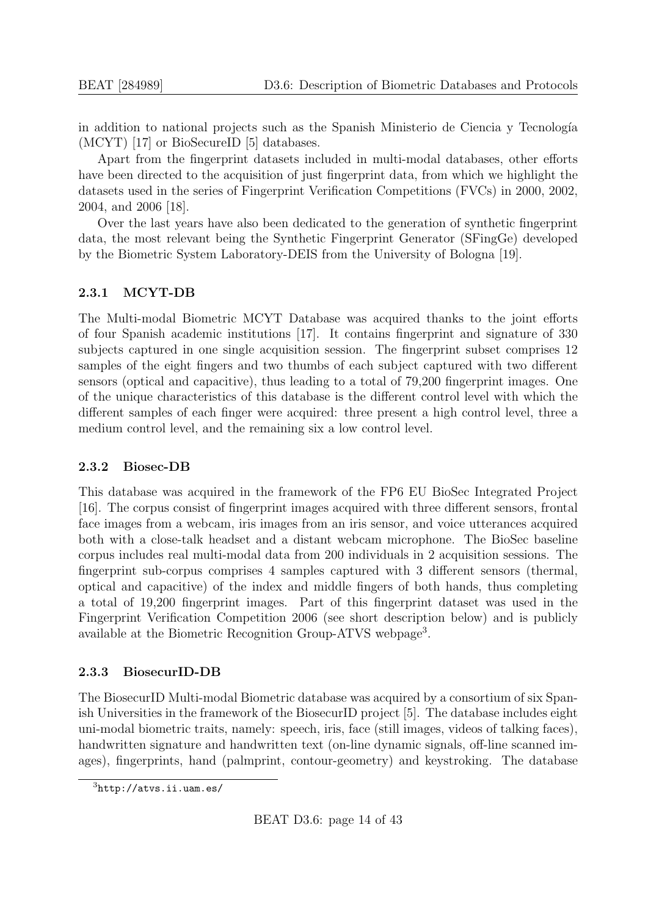in addition to national projects such as the Spanish Ministerio de Ciencia y Tecnología (MCYT) [17] or BioSecureID [5] databases.

Apart from the fingerprint datasets included in multi-modal databases, other efforts have been directed to the acquisition of just fingerprint data, from which we highlight the datasets used in the series of Fingerprint Verification Competitions (FVCs) in 2000, 2002, 2004, and 2006 [18].

Over the last years have also been dedicated to the generation of synthetic fingerprint data, the most relevant being the Synthetic Fingerprint Generator (SFingGe) developed by the Biometric System Laboratory-DEIS from the University of Bologna [19].

### 2.3.1 MCYT-DB

The Multi-modal Biometric MCYT Database was acquired thanks to the joint efforts of four Spanish academic institutions [17]. It contains fingerprint and signature of 330 subjects captured in one single acquisition session. The fingerprint subset comprises 12 samples of the eight fingers and two thumbs of each subject captured with two different sensors (optical and capacitive), thus leading to a total of 79,200 fingerprint images. One of the unique characteristics of this database is the different control level with which the different samples of each finger were acquired: three present a high control level, three a medium control level, and the remaining six a low control level.

### 2.3.2 Biosec-DB

This database was acquired in the framework of the FP6 EU BioSec Integrated Project [16]. The corpus consist of fingerprint images acquired with three different sensors, frontal face images from a webcam, iris images from an iris sensor, and voice utterances acquired both with a close-talk headset and a distant webcam microphone. The BioSec baseline corpus includes real multi-modal data from 200 individuals in 2 acquisition sessions. The fingerprint sub-corpus comprises 4 samples captured with 3 different sensors (thermal, optical and capacitive) of the index and middle fingers of both hands, thus completing a total of 19,200 fingerprint images. Part of this fingerprint dataset was used in the Fingerprint Verification Competition 2006 (see short description below) and is publicly available at the Biometric Recognition Group-ATVS webpage[3].

### 2.3.3 BiosecurID-DB

The BiosecurID Multi-modal Biometric database was acquired by a consortium of six Spanish Universities in the framework of the BiosecurID project [5]. The database includes eight uni-modal biometric traits, namely: speech, iris, face (still images, videos of talking faces), handwritten signature and handwritten text (on-line dynamic signals, off-line scanned images), fingerprints, hand (palmprint, contour-geometry) and keystroking. The database

[3] http://atvs.ii.uam.es/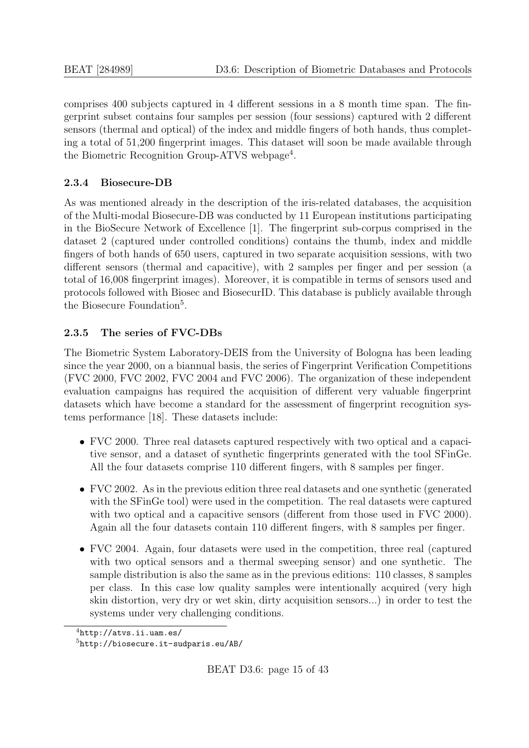comprises 400 subjects captured in 4 different sessions in a 8 month time span. The fingerprint subset contains four samples per session (four sessions) captured with 2 different sensors (thermal and optical) of the index and middle fingers of both hands, thus completing a total of 51,200 fingerprint images. This dataset will soon be made available through the Biometric Recognition Group-ATVS webpage[4].

### 2.3.4 Biosecure-DB

As was mentioned already in the description of the iris-related databases, the acquisition of the Multi-modal Biosecure-DB was conducted by 11 European institutions participating in the BioSecure Network of Excellence [1]. The fingerprint sub-corpus comprised in the dataset 2 (captured under controlled conditions) contains the thumb, index and middle fingers of both hands of 650 users, captured in two separate acquisition sessions, with two different sensors (thermal and capacitive), with 2 samples per finger and per session (a total of 16,008 fingerprint images). Moreover, it is compatible in terms of sensors used and protocols followed with Biosec and BiosecurID. This database is publicly available through the Biosecure Foundation[5].

### 2.3.5 The series of FVC-DBs

The Biometric System Laboratory-DEIS from the University of Bologna has been leading since the year 2000, on a biannual basis, the series of Fingerprint Verification Competitions (FVC 2000, FVC 2002, FVC 2004 and FVC 2006). The organization of these independent evaluation campaigns has required the acquisition of different very valuable fingerprint datasets which have become a standard for the assessment of fingerprint recognition systems performance [18]. These datasets include:

- FVC 2000. Three real datasets captured respectively with two optical and a capacitive sensor, and a dataset of synthetic fingerprints generated with the tool SFinGe. All the four datasets comprise 110 different fingers, with 8 samples per finger.
- FVC 2002. As in the previous edition three real datasets and one synthetic (generated with the SFinGe tool) were used in the competition. The real datasets were captured with two optical and a capacitive sensors (different from those used in FVC 2000). Again all the four datasets contain 110 different fingers, with 8 samples per finger.
- FVC 2004. Again, four datasets were used in the competition, three real (captured with two optical sensors and a thermal sweeping sensor) and one synthetic. The sample distribution is also the same as in the previous editions: 110 classes, 8 samples per class. In this case low quality samples were intentionally acquired (very high skin distortion, very dry or wet skin, dirty acquisition sensors...) in order to test the systems under very challenging conditions.

[4] http://atvs.ii.uam.es/

[5] http://biosecure.it-sudparis.eu/AB/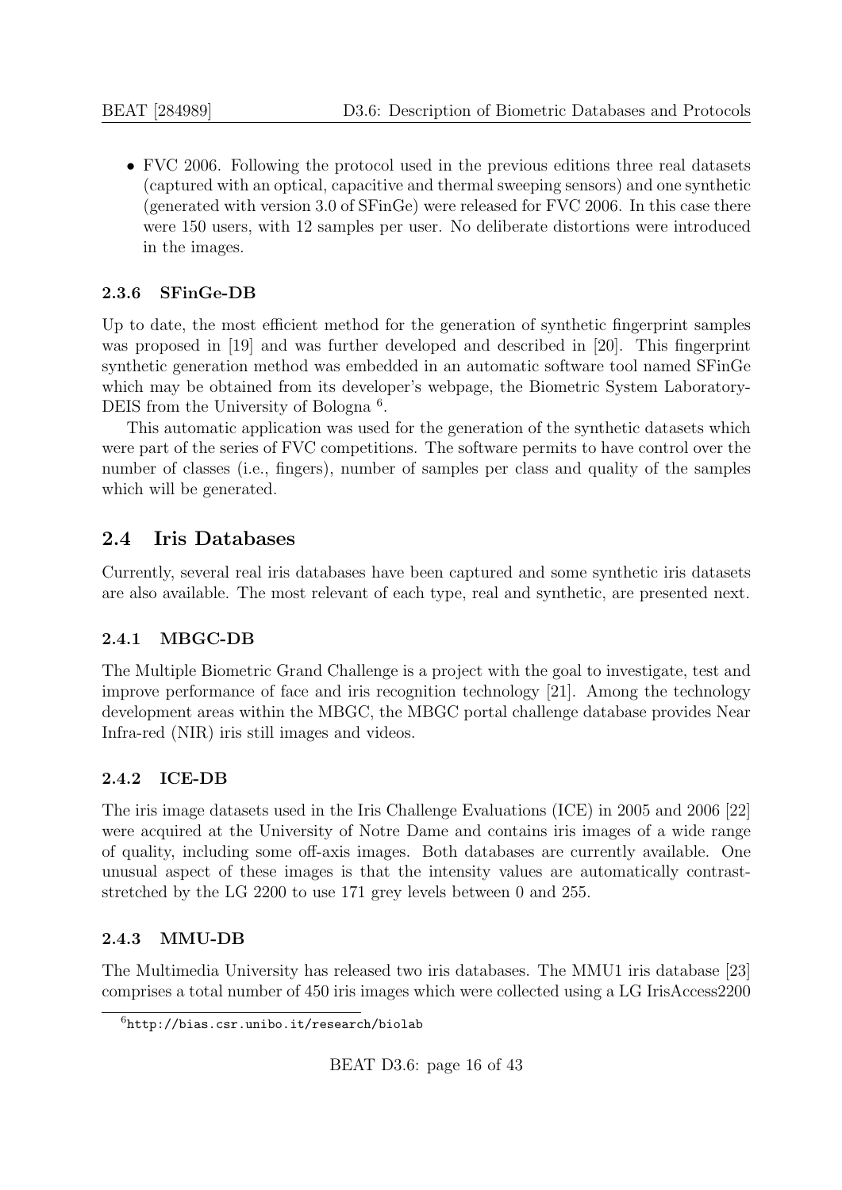- FVC 2006. Following the protocol used in the previous editions three real datasets (captured with an optical, capacitive and thermal sweeping sensors) and one synthetic (generated with version 3.0 of SFinGe) were released for FVC 2006. In this case there were 150 users, with 12 samples per user. No deliberate distortions were introduced in the images.

### 2.3.6 SFinGe-DB

Up to date, the most efficient method for the generation of synthetic fingerprint samples was proposed in [19] and was further developed and described in [20]. This fingerprint synthetic generation method was embedded in an automatic software tool named SFinGe which may be obtained from its developer's webpage, the Biometric System Laboratory-DEIS from the University of Bologna [6].

This automatic application was used for the generation of the synthetic datasets which were part of the series of FVC competitions. The software permits to have control over the number of classes (i.e., fingers), number of samples per class and quality of the samples which will be generated.

## 2.4 Iris Databases

Currently, several real iris databases have been captured and some synthetic iris datasets are also available. The most relevant of each type, real and synthetic, are presented next.

### 2.4.1 MBGC-DB

The Multiple Biometric Grand Challenge is a project with the goal to investigate, test and improve performance of face and iris recognition technology [21]. Among the technology development areas within the MBGC, the MBGC portal challenge database provides Near Infra-red (NIR) iris still images and videos.

### 2.4.2 ICE-DB

The iris image datasets used in the Iris Challenge Evaluations (ICE) in 2005 and 2006 [22] were acquired at the University of Notre Dame and contains iris images of a wide range of quality, including some off-axis images. Both databases are currently available. One unusual aspect of these images is that the intensity values are automatically contrast-stretched by the LG 2200 to use 171 grey levels between 0 and 255.

### 2.4.3 MMU-DB

The Multimedia University has released two iris databases. The MMU1 iris database [23] comprises a total number of 450 iris images which were collected using a LG IrisAccess2200

[6] http://bias.csr.unibo.it/research/biolab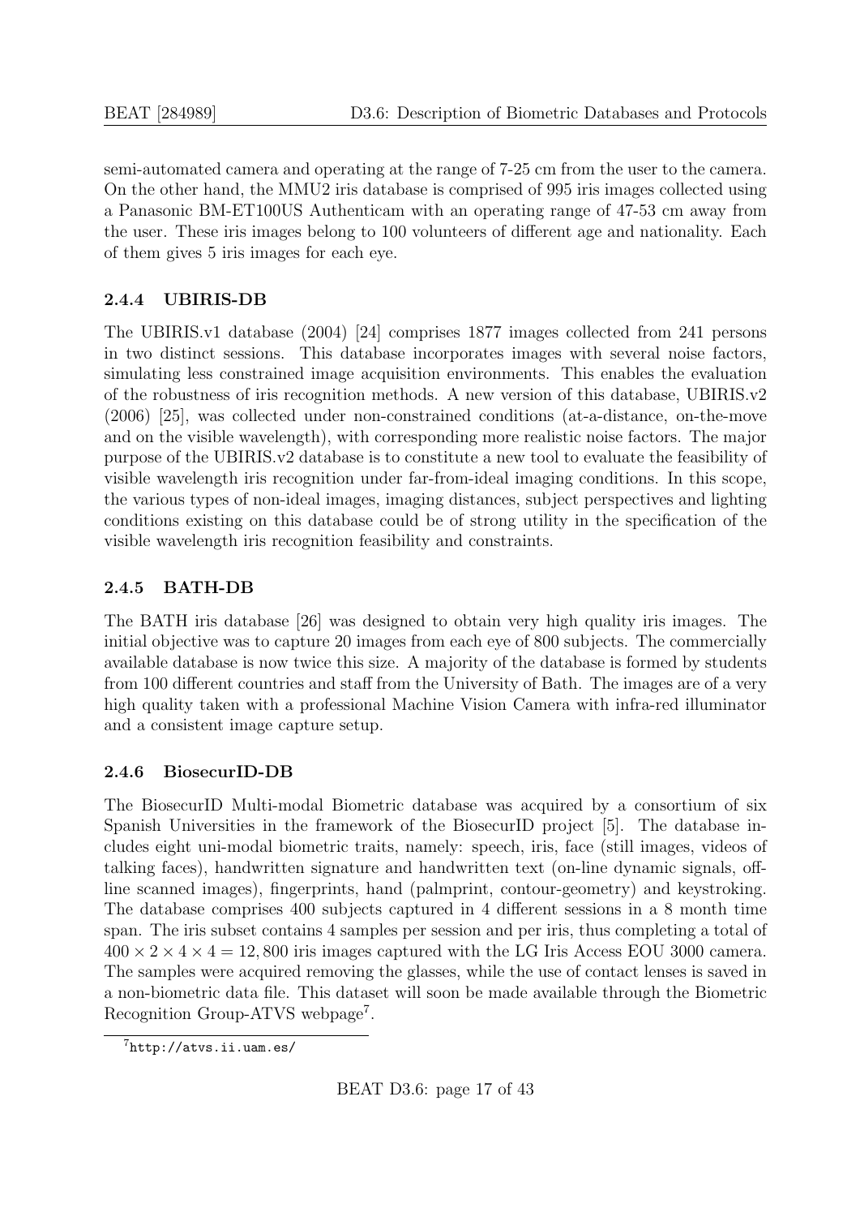semi-automated camera and operating at the range of 7-25 cm from the user to the camera. On the other hand, the MMU2 iris database is comprised of 995 iris images collected using a Panasonic BM-ET100US Authenticam with an operating range of 47-53 cm away from the user. These iris images belong to 100 volunteers of different age and nationality. Each of them gives 5 iris images for each eye.

### 2.4.4 UBIRIS-DB

The UBIRIS.v1 database (2004) [24] comprises 1877 images collected from 241 persons in two distinct sessions. This database incorporates images with several noise factors, simulating less constrained image acquisition environments. This enables the evaluation of the robustness of iris recognition methods. A new version of this database, UBIRIS.v2 (2006) [25], was collected under non-constrained conditions (at-a-distance, on-the-move and on the visible wavelength), with corresponding more realistic noise factors. The major purpose of the UBIRIS.v2 database is to constitute a new tool to evaluate the feasibility of visible wavelength iris recognition under far-from-ideal imaging conditions. In this scope, the various types of non-ideal images, imaging distances, subject perspectives and lighting conditions existing on this database could be of strong utility in the specification of the visible wavelength iris recognition feasibility and constraints.

### 2.4.5 BATH-DB

The BATH iris database [26] was designed to obtain very high quality iris images. The initial objective was to capture 20 images from each eye of 800 subjects. The commercially available database is now twice this size. A majority of the database is formed by students from 100 different countries and staff from the University of Bath. The images are of a very high quality taken with a professional Machine Vision Camera with infra-red illuminator and a consistent image capture setup.

### 2.4.6 BiosecurID-DB

The BiosecurID Multi-modal Biometric database was acquired by a consortium of six Spanish Universities in the framework of the BiosecurID project [5]. The database includes eight uni-modal biometric traits, namely: speech, iris, face (still images, videos of talking faces), handwritten signature and handwritten text (on-line dynamic signals, off-line scanned images), fingerprints, hand (palmprint, contour-geometry) and keystroking. The database comprises 400 subjects captured in 4 different sessions in a 8 month time span. The iris subset contains 4 samples per session and per iris, thus completing a total of $400 \times 2 \times 4 \times 4 = 12,800$ iris images captured with the LG Iris Access EOU 3000 camera. The samples were acquired removing the glasses, while the use of contact lenses is saved in a non-biometric data file. This dataset will soon be made available through the Biometric Recognition Group-ATVS webpage[7].

[7] http://atvs.ii.uam.es/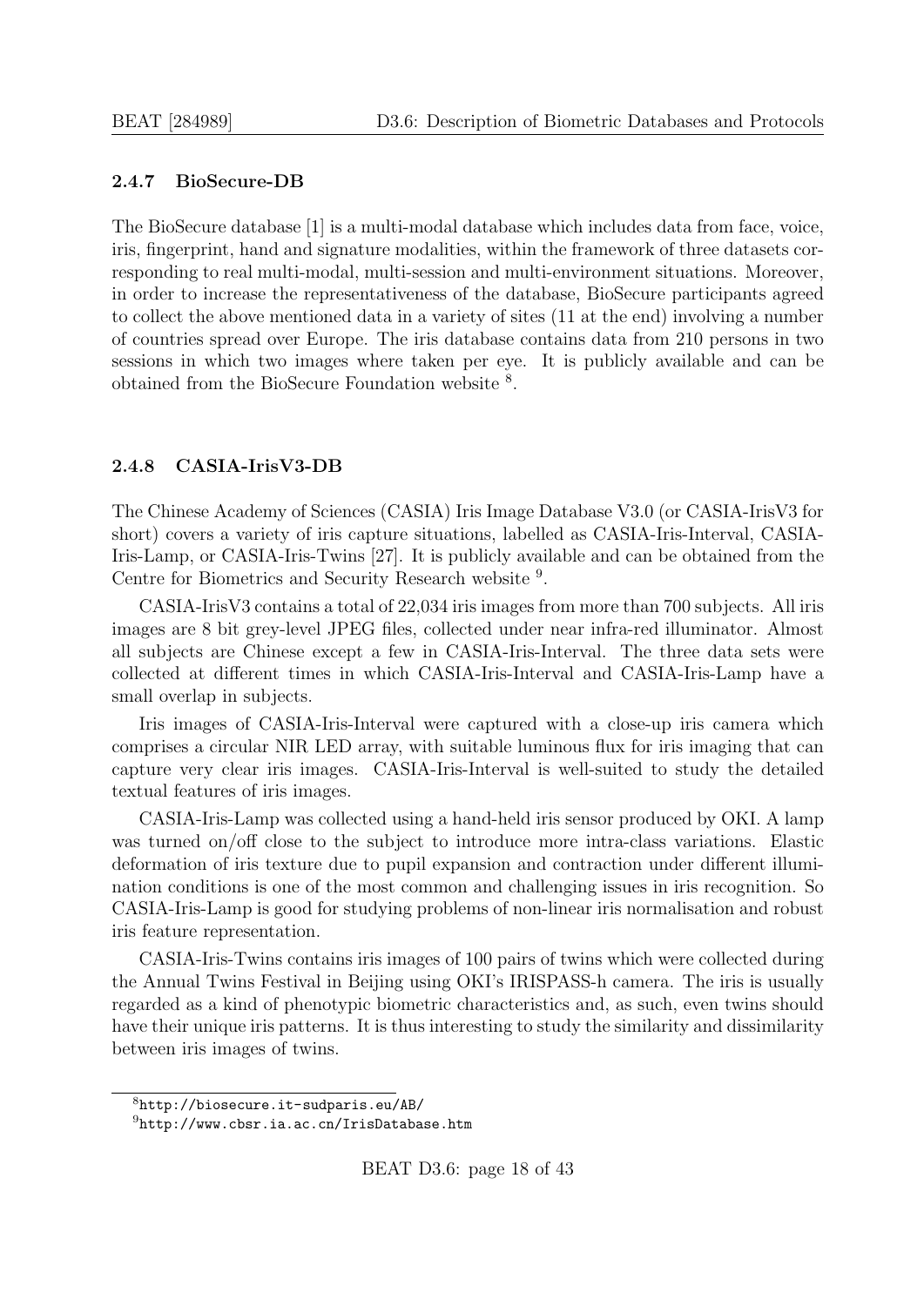### 2.4.7 BioSecure-DB

The BioSecure database [1] is a multi-modal database which includes data from face, voice, iris, fingerprint, hand and signature modalities, within the framework of three datasets corresponding to real multi-modal, multi-session and multi-environment situations. Moreover, in order to increase the representativeness of the database, BioSecure participants agreed to collect the above mentioned data in a variety of sites (11 at the end) involving a number of countries spread over Europe. The iris database contains data from 210 persons in two sessions in which two images where taken per eye. It is publicly available and can be obtained from the BioSecure Foundation website [8].

### 2.4.8 CASIA-IrisV3-DB

The Chinese Academy of Sciences (CASIA) Iris Image Database V3.0 (or CASIA-IrisV3 for short) covers a variety of iris capture situations, labelled as CASIA-Iris-Interval, CASIA-Iris-Lamp, or CASIA-Iris-Twins [27]. It is publicly available and can be obtained from the Centre for Biometrics and Security Research website [9].

CASIA-IrisV3 contains a total of 22,034 iris images from more than 700 subjects. All iris images are 8 bit grey-level JPEG files, collected under near infra-red illuminator. Almost all subjects are Chinese except a few in CASIA-Iris-Interval. The three data sets were collected at different times in which CASIA-Iris-Interval and CASIA-Iris-Lamp have a small overlap in subjects.

Iris images of CASIA-Iris-Interval were captured with a close-up iris camera which comprises a circular NIR LED array, with suitable luminous flux for iris imaging that can capture very clear iris images. CASIA-Iris-Interval is well-suited to study the detailed textual features of iris images.

CASIA-Iris-Lamp was collected using a hand-held iris sensor produced by OKI. A lamp was turned on/off close to the subject to introduce more intra-class variations. Elastic deformation of iris texture due to pupil expansion and contraction under different illumination conditions is one of the most common and challenging issues in iris recognition. So CASIA-Iris-Lamp is good for studying problems of non-linear iris normalisation and robust iris feature representation.

CASIA-Iris-Twins contains iris images of 100 pairs of twins which were collected during the Annual Twins Festival in Beijing using OKI's IRISPASS-h camera. The iris is usually regarded as a kind of phenotypic biometric characteristics and, as such, even twins should have their unique iris patterns. It is thus interesting to study the similarity and dissimilarity between iris images of twins.

[8] http://biosecure.it-sudparis.eu/AB/

[9] http://www.cbsr.ia.ac.cn/IrisDatabase.htm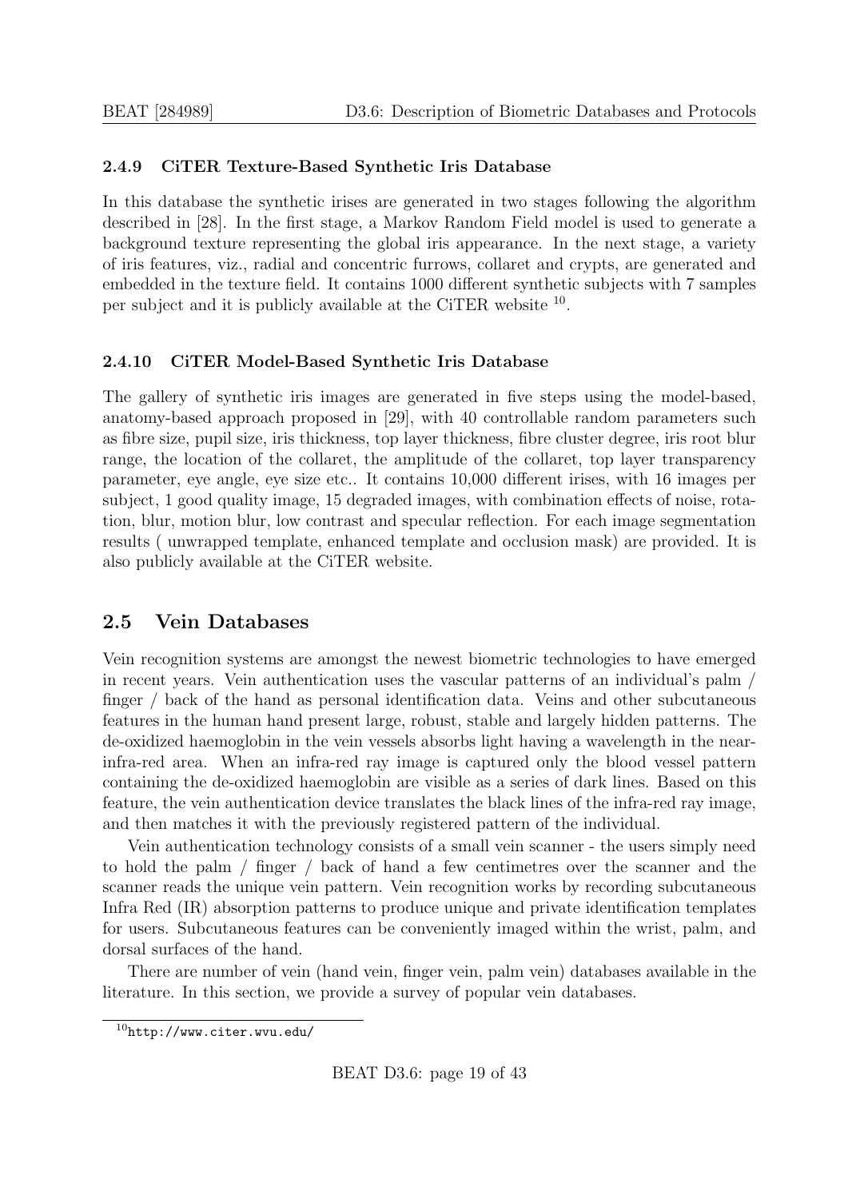### 2.4.9 CiTER Texture-Based Synthetic Iris Database

In this database the synthetic irises are generated in two stages following the algorithm described in [28]. In the first stage, a Markov Random Field model is used to generate a background texture representing the global iris appearance. In the next stage, a variety of iris features, viz., radial and concentric furrows, collaret and crypts, are generated and embedded in the texture field. It contains 1000 different synthetic subjects with 7 samples per subject and it is publicly available at the CiTER website [10].

### 2.4.10 CiTER Model-Based Synthetic Iris Database

The gallery of synthetic iris images are generated in five steps using the model-based, anatomy-based approach proposed in [29], with 40 controllable random parameters such as fibre size, pupil size, iris thickness, top layer thickness, fibre cluster degree, iris root blur range, the location of the collaret, the amplitude of the collaret, top layer transparency parameter, eye angle, eye size etc.. It contains 10,000 different irises, with 16 images per subject, 1 good quality image, 15 degraded images, with combination effects of noise, rotation, blur, motion blur, low contrast and specular reflection. For each image segmentation results ( unwrapped template, enhanced template and occlusion mask) are provided. It is also publicly available at the CiTER website.

## 2.5 Vein Databases

Vein recognition systems are amongst the newest biometric technologies to have emerged in recent years. Vein authentication uses the vascular patterns of an individual's palm / finger / back of the hand as personal identification data. Veins and other subcutaneous features in the human hand present large, robust, stable and largely hidden patterns. The de-oxidized haemoglobin in the vein vessels absorbs light having a wavelength in the near-infra-red area. When an infra-red ray image is captured only the blood vessel pattern containing the de-oxidized haemoglobin are visible as a series of dark lines. Based on this feature, the vein authentication device translates the black lines of the infra-red ray image, and then matches it with the previously registered pattern of the individual.

Vein authentication technology consists of a small vein scanner - the users simply need to hold the palm / finger / back of hand a few centimetres over the scanner and the scanner reads the unique vein pattern. Vein recognition works by recording subcutaneous Infra Red (IR) absorption patterns to produce unique and private identification templates for users. Subcutaneous features can be conveniently imaged within the wrist, palm, and dorsal surfaces of the hand.

There are number of vein (hand vein, finger vein, palm vein) databases available in the literature. In this section, we provide a survey of popular vein databases.

[10] http://www.citer.wvu.edu/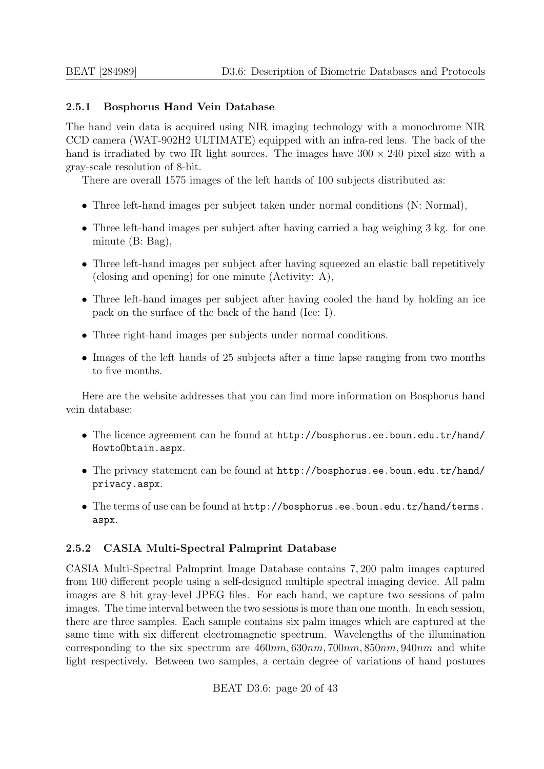### 2.5.1 Bosphorus Hand Vein Database

The hand vein data is acquired using NIR imaging technology with a monochrome NIR CCD camera (WAT-902H2 ULTIMATE) equipped with an infra-red lens. The back of the hand is irradiated by two IR light sources. The images have $300 \times 240$ pixel size with a gray-scale resolution of 8-bit.

There are overall 1575 images of the left hands of 100 subjects distributed as:

- Three left-hand images per subject taken under normal conditions (N: Normal),
- Three left-hand images per subject after having carried a bag weighing 3 kg. for one minute (B: Bag),
- Three left-hand images per subject after having squeezed an elastic ball repetitively (closing and opening) for one minute (Activity: A),
- Three left-hand images per subject after having cooled the hand by holding an ice pack on the surface of the back of the hand (Ice: I).
- Three right-hand images per subjects under normal conditions.
- Images of the left hands of 25 subjects after a time lapse ranging from two months to five months.

Here are the website addresses that you can find more information on Bosphorus hand vein database:

- The licence agreement can be found at `http://bosphorus.ee.boun.edu.tr/hand/HowtoObtain.aspx`.
- The privacy statement can be found at `http://bosphorus.ee.boun.edu.tr/hand/privacy.aspx`.
- The terms of use can be found at `http://bosphorus.ee.boun.edu.tr/hand/terms.aspx`.

### 2.5.2 CASIA Multi-Spectral Palmprint Database

CASIA Multi-Spectral Palmprint Image Database contains 7,200 palm images captured from 100 different people using a self-designed multiple spectral imaging device. All palm images are 8 bit gray-level JPEG files. For each hand, we capture two sessions of palm images. The time interval between the two sessions is more than one month. In each session, there are three samples. Each sample contains six palm images which are captured at the same time with six different electromagnetic spectrum. Wavelengths of the illumination corresponding to the six spectrum are $460nm, 630nm, 700nm, 850nm, 940nm$ and white light respectively. Between two samples, a certain degree of variations of hand postures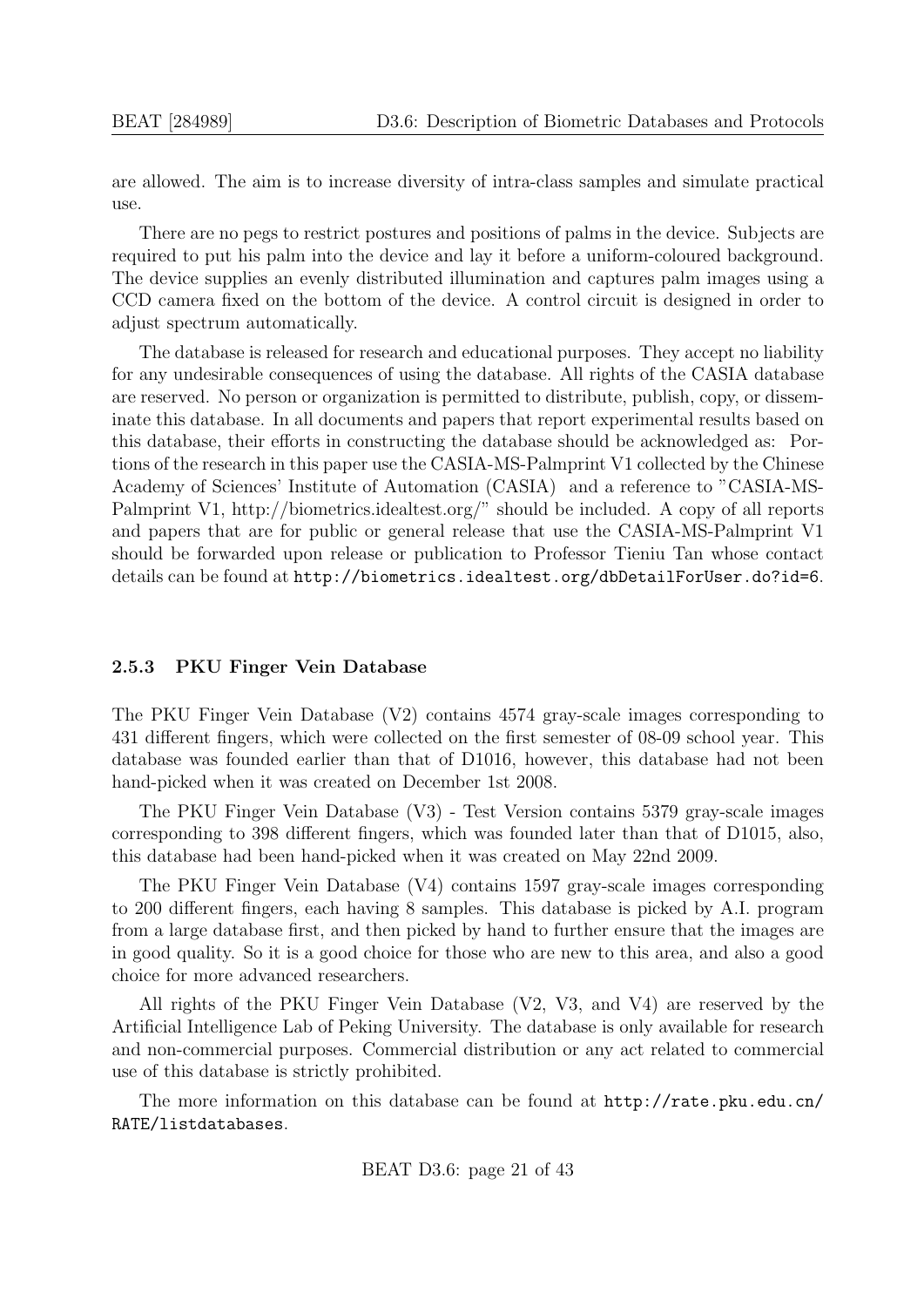are allowed. The aim is to increase diversity of intra-class samples and simulate practical use.

There are no pegs to restrict postures and positions of palms in the device. Subjects are required to put his palm into the device and lay it before a uniform-coloured background. The device supplies an evenly distributed illumination and captures palm images using a CCD camera fixed on the bottom of the device. A control circuit is designed in order to adjust spectrum automatically.

The database is released for research and educational purposes. They accept no liability for any undesirable consequences of using the database. All rights of the CASIA database are reserved. No person or organization is permitted to distribute, publish, copy, or disseminate this database. In all documents and papers that report experimental results based on this database, their efforts in constructing the database should be acknowledged as: Portions of the research in this paper use the CASIA-MS-Palmprint V1 collected by the Chinese Academy of Sciences' Institute of Automation (CASIA) and a reference to "CASIA-MS-Palmprint V1, http://biometrics.idealtest.org/" should be included. A copy of all reports and papers that are for public or general release that use the CASIA-MS-Palmprint V1 should be forwarded upon release or publication to Professor Tieniu Tan whose contact details can be found at http://biometrics.idealtest.org/dbDetailForUser.do?id=6.

### 2.5.3 PKU Finger Vein Database

The PKU Finger Vein Database (V2) contains 4574 gray-scale images corresponding to 431 different fingers, which were collected on the first semester of 08-09 school year. This database was founded earlier than that of D1016, however, this database had not been hand-picked when it was created on December 1st 2008.

The PKU Finger Vein Database (V3) - Test Version contains 5379 gray-scale images corresponding to 398 different fingers, which was founded later than that of D1015, also, this database had been hand-picked when it was created on May 22nd 2009.

The PKU Finger Vein Database (V4) contains 1597 gray-scale images corresponding to 200 different fingers, each having 8 samples. This database is picked by A.I. program from a large database first, and then picked by hand to further ensure that the images are in good quality. So it is a good choice for those who are new to this area, and also a good choice for more advanced researchers.

All rights of the PKU Finger Vein Database (V2, V3, and V4) are reserved by the Artificial Intelligence Lab of Peking University. The database is only available for research and non-commercial purposes. Commercial distribution or any act related to commercial use of this database is strictly prohibited.

The more information on this database can be found at http://rate.pku.edu.cn/RATE/listdatabases.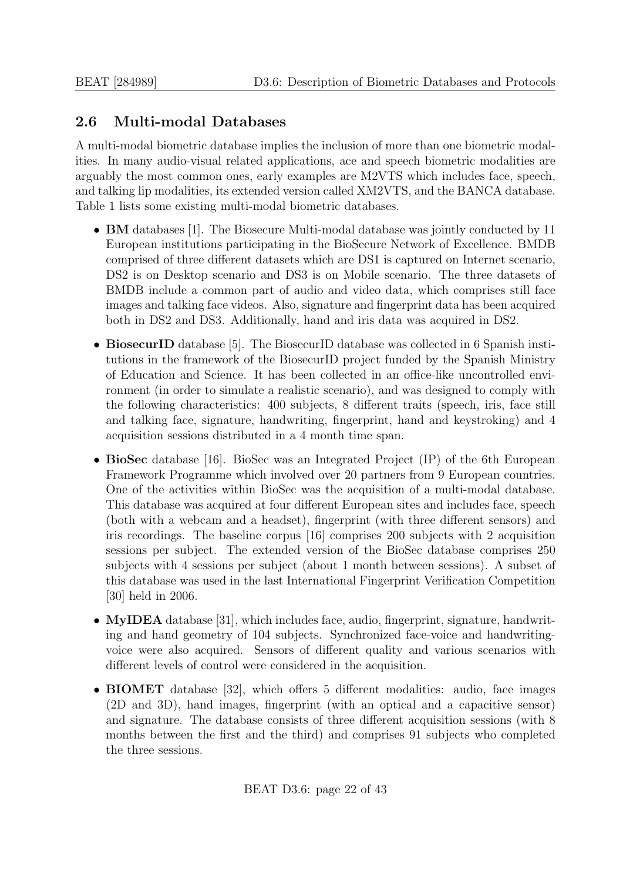## 2.6 Multi-modal Databases

A multi-modal biometric database implies the inclusion of more than one biometric modalities. In many audio-visual related applications, ace and speech biometric modalities are arguably the most common ones, early examples are M2VTS which includes face, speech, and talking lip modalities, its extended version called XM2VTS, and the BANCA database. Table 1 lists some existing multi-modal biometric databases.

- **BM** databases [1]. The Biosecure Multi-modal database was jointly conducted by 11 European institutions participating in the BioSecure Network of Excellence. BMDB comprised of three different datasets which are DS1 is captured on Internet scenario, DS2 is on Desktop scenario and DS3 is on Mobile scenario. The three datasets of BMDB include a common part of audio and video data, which comprises still face images and talking face videos. Also, signature and fingerprint data has been acquired both in DS2 and DS3. Additionally, hand and iris data was acquired in DS2.
- **BiosecurID** database [5]. The BiosecurID database was collected in 6 Spanish institutions in the framework of the BiosecurID project funded by the Spanish Ministry of Education and Science. It has been collected in an office-like uncontrolled environment (in order to simulate a realistic scenario), and was designed to comply with the following characteristics: 400 subjects, 8 different traits (speech, iris, face still and talking face, signature, handwriting, fingerprint, hand and keystroking) and 4 acquisition sessions distributed in a 4 month time span.
- **BioSec** database [16]. BioSec was an Integrated Project (IP) of the 6th European Framework Programme which involved over 20 partners from 9 European countries. One of the activities within BioSec was the acquisition of a multi-modal database. This database was acquired at four different European sites and includes face, speech (both with a webcam and a headset), fingerprint (with three different sensors) and iris recordings. The baseline corpus [16] comprises 200 subjects with 2 acquisition sessions per subject. The extended version of the BioSec database comprises 250 subjects with 4 sessions per subject (about 1 month between sessions). A subset of this database was used in the last International Fingerprint Verification Competition [30] held in 2006.
- **MyIDEA** database [31], which includes face, audio, fingerprint, signature, handwriting and hand geometry of 104 subjects. Synchronized face-voice and handwriting-voice were also acquired. Sensors of different quality and various scenarios with different levels of control were considered in the acquisition.
- **BIOMET** database [32], which offers 5 different modalities: audio, face images (2D and 3D), hand images, fingerprint (with an optical and a capacitive sensor) and signature. The database consists of three different acquisition sessions (with 8 months between the first and the third) and comprises 91 subjects who completed the three sessions.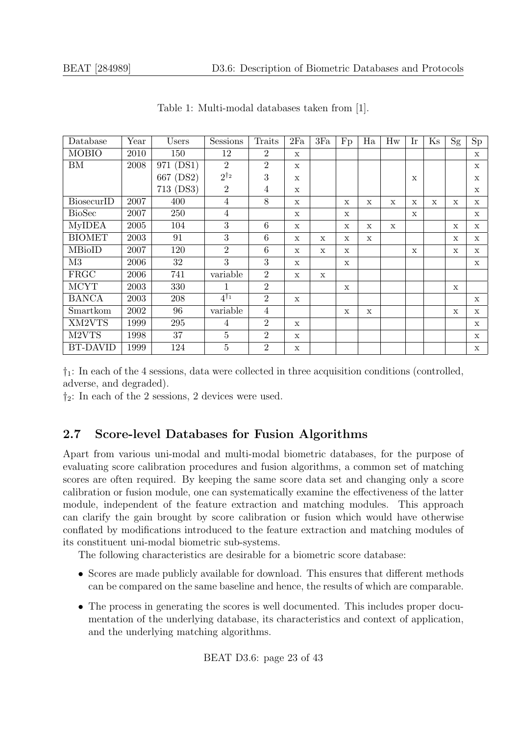Table 1: Multi-modal databases taken from [1].

| Database | Year | Users | Sessions | Traits | 2Fa | 3Fa | Fp | Ha | Hw | Ir | Ks | Sg | Sp |
|---|---|---|---|---|---|---|---|---|---|---|---|---|---|
| MOBIO | 2010 | 150 | 12 | 2 | x | | | | | | | | x |
| BM | 2008 | 971 (DS1) | 2 | 2 | x | | | | | | | | x |
| | | 667 (DS2) | $2^{\dagger_2}$ | 3 | x | | | | | x | | | x |
| | | 713 (DS3) | 2 | 4 | x | | | | | | | | x |
| BiosecurID | 2007 | 400 | 4 | 8 | x | | x | x | x | x | x | x | x |
| BioSec | 2007 | 250 | 4 | | x | | x | | | x | | | x |
| MyIDEA | 2005 | 104 | 3 | 6 | x | | x | x | x | | | x | x |
| BIOMET | 2003 | 91 | 3 | 6 | x | x | x | x | | | | x | x |
| MBioID | 2007 | 120 | 2 | 6 | x | x | x | | | x | | x | x |
| M3 | 2006 | 32 | 3 | 3 | x | | x | | | | | | x |
| FRGC | 2006 | 741 | variable | 2 | x | x | | | | | | | |
| MCYT | 2003 | 330 | 1 | 2 | | | x | | | | | x | |
| BANCA | 2003 | 208 | $4^{\dagger_1}$ | 2 | x | | | | | | | | x |
| Smartkom | 2002 | 96 | variable | 4 | | | x | x | | | | x | x |
| XM2VTS | 1999 | 295 | 4 | 2 | x | | | | | | | | x |
| M2VTS | 1998 | 37 | 5 | 2 | x | | | | | | | | x |
| BT-DAVID | 1999 | 124 | 5 | 2 | x | | | | | | | | x |

$\dagger_1$: In each of the 4 sessions, data were collected in three acquisition conditions (controlled, adverse, and degraded).

$\dagger_2$: In each of the 2 sessions, 2 devices were used.

## 2.7 Score-level Databases for Fusion Algorithms

Apart from various uni-modal and multi-modal biometric databases, for the purpose of evaluating score calibration procedures and fusion algorithms, a common set of matching scores are often required. By keeping the same score data set and changing only a score calibration or fusion module, one can systematically examine the effectiveness of the latter module, independent of the feature extraction and matching modules. This approach can clarify the gain brought by score calibration or fusion which would have otherwise conflated by modifications introduced to the feature extraction and matching modules of its constituent uni-modal biometric sub-systems.

The following characteristics are desirable for a biometric score database:

- Scores are made publicly available for download. This ensures that different methods can be compared on the same baseline and hence, the results of which are comparable.
- The process in generating the scores is well documented. This includes proper documentation of the underlying database, its characteristics and context of application, and the underlying matching algorithms.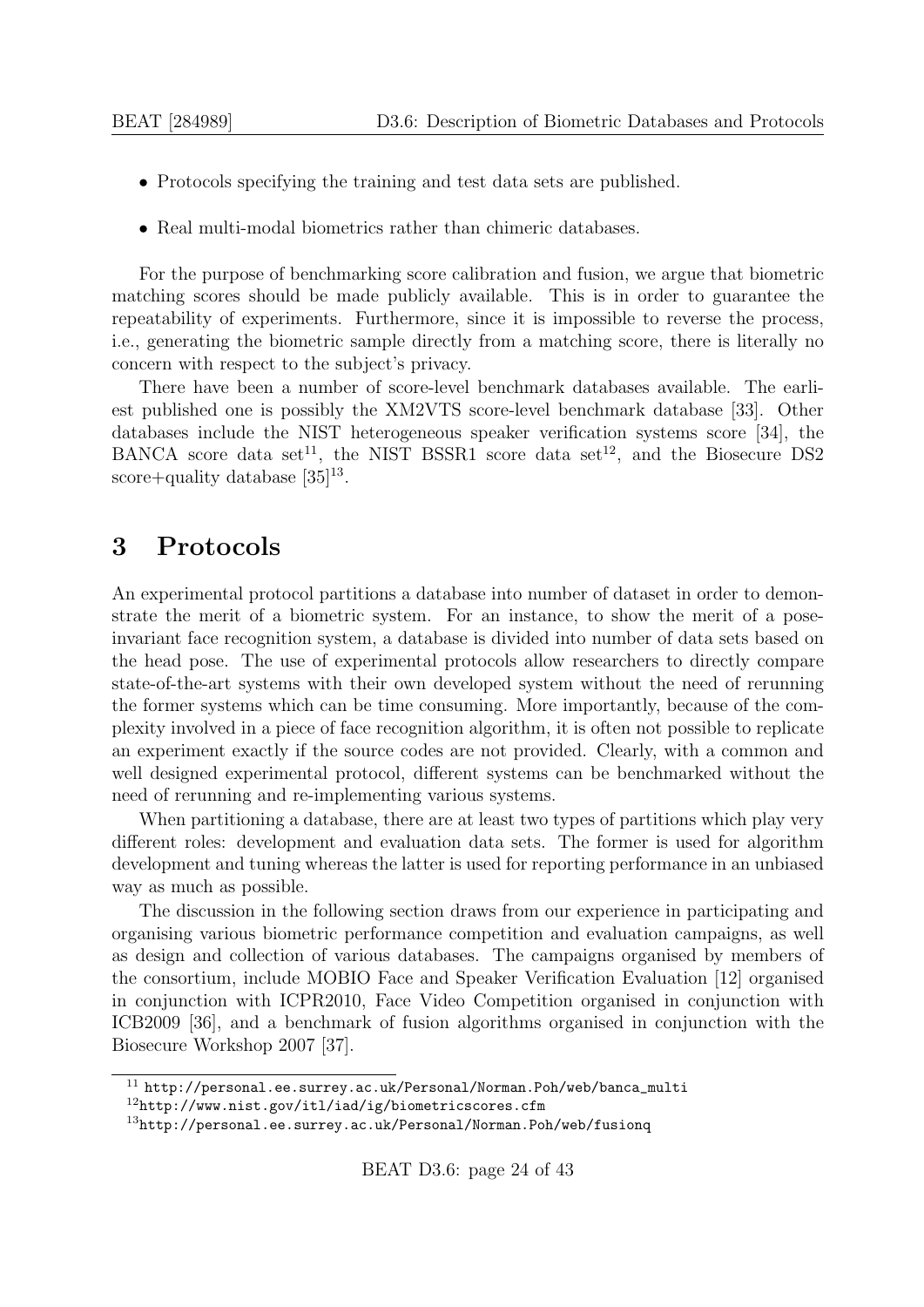- Protocols specifying the training and test data sets are published.
- Real multi-modal biometrics rather than chimeric databases.

For the purpose of benchmarking score calibration and fusion, we argue that biometric matching scores should be made publicly available. This is in order to guarantee the repeatability of experiments. Furthermore, since it is impossible to reverse the process, i.e., generating the biometric sample directly from a matching score, there is literally no concern with respect to the subject's privacy.

There have been a number of score-level benchmark databases available. The earliest published one is possibly the XM2VTS score-level benchmark database [33]. Other databases include the NIST heterogeneous speaker verification systems score [34], the BANCA score data set[11], the NIST BSSR1 score data set[12], and the Biosecure DS2 score+quality database [35][13].

# 3 Protocols

An experimental protocol partitions a database into number of dataset in order to demonstrate the merit of a biometric system. For an instance, to show the merit of a pose-invariant face recognition system, a database is divided into number of data sets based on the head pose. The use of experimental protocols allow researchers to directly compare state-of-the-art systems with their own developed system without the need of rerunning the former systems which can be time consuming. More importantly, because of the complexity involved in a piece of face recognition algorithm, it is often not possible to replicate an experiment exactly if the source codes are not provided. Clearly, with a common and well designed experimental protocol, different systems can be benchmarked without the need of rerunning and re-implementing various systems.

When partitioning a database, there are at least two types of partitions which play very different roles: development and evaluation data sets. The former is used for algorithm development and tuning whereas the latter is used for reporting performance in an unbiased way as much as possible.

The discussion in the following section draws from our experience in participating and organising various biometric performance competition and evaluation campaigns, as well as design and collection of various databases. The campaigns organised by members of the consortium, include MOBIO Face and Speaker Verification Evaluation [12] organised in conjunction with ICPR2010, Face Video Competition organised in conjunction with ICB2009 [36], and a benchmark of fusion algorithms organised in conjunction with the Biosecure Workshop 2007 [37].

[11] http://personal.ee.surrey.ac.uk/Personal/Norman.Poh/web/banca_multi

[12] http://www.nist.gov/itl/iad/ig/biometricscores.cfm

[13] http://personal.ee.surrey.ac.uk/Personal/Norman.Poh/web/fusionq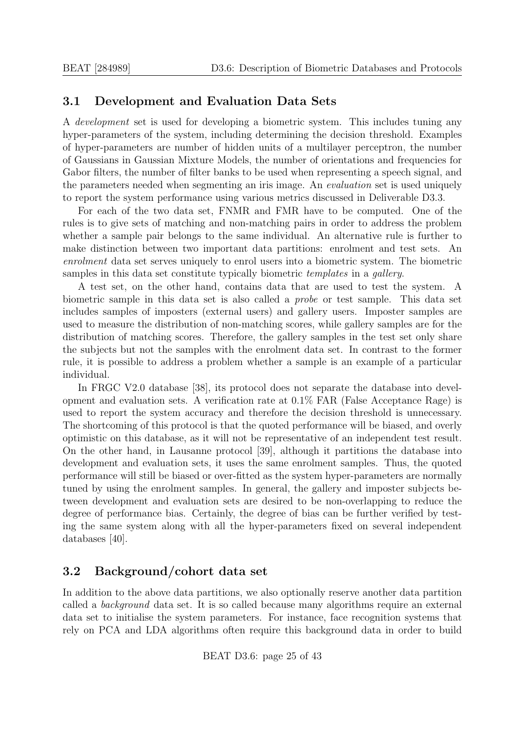## 3.1 Development and Evaluation Data Sets

A *development* set is used for developing a biometric system. This includes tuning any hyper-parameters of the system, including determining the decision threshold. Examples of hyper-parameters are number of hidden units of a multilayer perceptron, the number of Gaussians in Gaussian Mixture Models, the number of orientations and frequencies for Gabor filters, the number of filter banks to be used when representing a speech signal, and the parameters needed when segmenting an iris image. An *evaluation* set is used uniquely to report the system performance using various metrics discussed in Deliverable D3.3.

For each of the two data set, FNMR and FMR have to be computed. One of the rules is to give sets of matching and non-matching pairs in order to address the problem whether a sample pair belongs to the same individual. An alternative rule is further to make distinction between two important data partitions: enrolment and test sets. An *enrolment* data set serves uniquely to enrol users into a biometric system. The biometric samples in this data set constitute typically biometric *templates* in a *gallery*.

A test set, on the other hand, contains data that are used to test the system. A biometric sample in this data set is also called a *probe* or test sample. This data set includes samples of imposters (external users) and gallery users. Imposter samples are used to measure the distribution of non-matching scores, while gallery samples are for the distribution of matching scores. Therefore, the gallery samples in the test set only share the subjects but not the samples with the enrolment data set. In contrast to the former rule, it is possible to address a problem whether a sample is an example of a particular individual.

In FRGC V2.0 database [38], its protocol does not separate the database into development and evaluation sets. A verification rate at 0.1% FAR (False Acceptance Rage) is used to report the system accuracy and therefore the decision threshold is unnecessary. The shortcoming of this protocol is that the quoted performance will be biased, and overly optimistic on this database, as it will not be representative of an independent test result. On the other hand, in Lausanne protocol [39], although it partitions the database into development and evaluation sets, it uses the same enrolment samples. Thus, the quoted performance will still be biased or over-fitted as the system hyper-parameters are normally tuned by using the enrolment samples. In general, the gallery and imposter subjects between development and evaluation sets are desired to be non-overlapping to reduce the degree of performance bias. Certainly, the degree of bias can be further verified by testing the same system along with all the hyper-parameters fixed on several independent databases [40].

## 3.2 Background/cohort data set

In addition to the above data partitions, we also optionally reserve another data partition called a *background* data set. It is so called because many algorithms require an external data set to initialise the system parameters. For instance, face recognition systems that rely on PCA and LDA algorithms often require this background data in order to build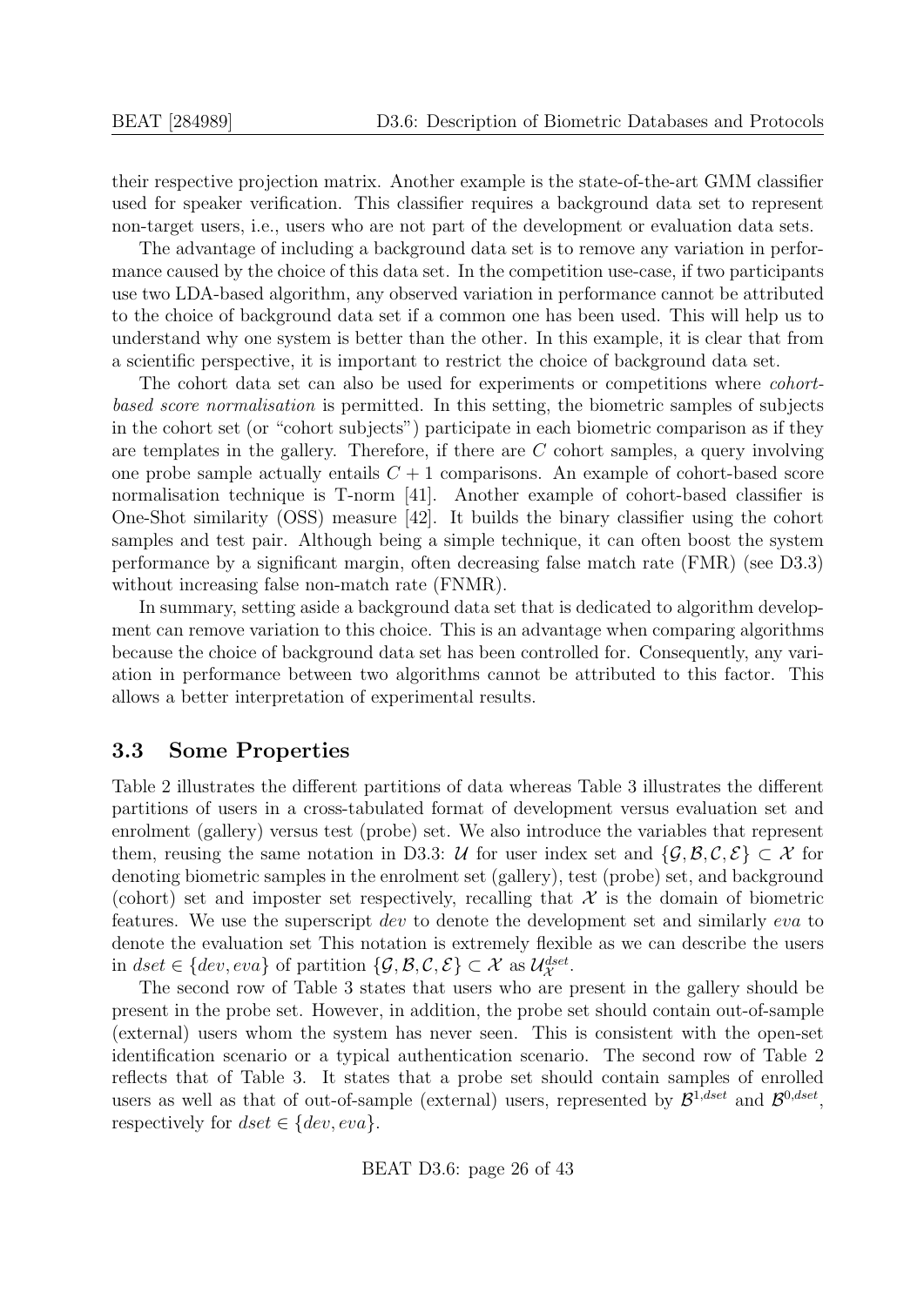their respective projection matrix. Another example is the state-of-the-art GMM classifier used for speaker verification. This classifier requires a background data set to represent non-target users, i.e., users who are not part of the development or evaluation data sets.

The advantage of including a background data set is to remove any variation in performance caused by the choice of this data set. In the competition use-case, if two participants use two LDA-based algorithm, any observed variation in performance cannot be attributed to the choice of background data set if a common one has been used. This will help us to understand why one system is better than the other. In this example, it is clear that from a scientific perspective, it is important to restrict the choice of background data set.

The cohort data set can also be used for experiments or competitions where *cohort-based score normalisation* is permitted. In this setting, the biometric samples of subjects in the cohort set (or "cohort subjects") participate in each biometric comparison as if they are templates in the gallery. Therefore, if there are $C$ cohort samples, a query involving one probe sample actually entails $C + 1$ comparisons. An example of cohort-based score normalisation technique is T-norm [41]. Another example of cohort-based classifier is One-Shot similarity (OSS) measure [42]. It builds the binary classifier using the cohort samples and test pair. Although being a simple technique, it can often boost the system performance by a significant margin, often decreasing false match rate (FMR) (see D3.3) without increasing false non-match rate (FNMR).

In summary, setting aside a background data set that is dedicated to algorithm development can remove variation to this choice. This is an advantage when comparing algorithms because the choice of background data set has been controlled for. Consequently, any variation in performance between two algorithms cannot be attributed to this factor. This allows a better interpretation of experimental results.

## 3.3 Some Properties

Table 2 illustrates the different partitions of data whereas Table 3 illustrates the different partitions of users in a cross-tabulated format of development versus evaluation set and enrolment (gallery) versus test (probe) set. We also introduce the variables that represent them, reusing the same notation in D3.3: $\mathcal{U}$ for user index set and $\{\mathcal{G}, \mathcal{B}, \mathcal{C}, \mathcal{E}\} \subset \mathcal{X}$ for denoting biometric samples in the enrolment set (gallery), test (probe) set, and background (cohort) set and imposter set respectively, recalling that $\mathcal{X}$ is the domain of biometric features. We use the superscript *dev* to denote the development set and similarly *eva* to denote the evaluation set This notation is extremely flexible as we can describe the users in $dset \in \{dev, eva\}$ of partition $\{\mathcal{G}, \mathcal{B}, \mathcal{C}, \mathcal{E}\} \subset \mathcal{X}$ as $\mathcal{U}^{dset}_{\mathcal{X}}$.

The second row of Table 3 states that users who are present in the gallery should be present in the probe set. However, in addition, the probe set should contain out-of-sample (external) users whom the system has never seen. This is consistent with the open-set identification scenario or a typical authentication scenario. The second row of Table 2 reflects that of Table 3. It states that a probe set should contain samples of enrolled users as well as that of out-of-sample (external) users, represented by $\mathcal{B}^{1,dset}$ and $\mathcal{B}^{0,dset}$, respectively for $dset \in \{dev, eva\}$.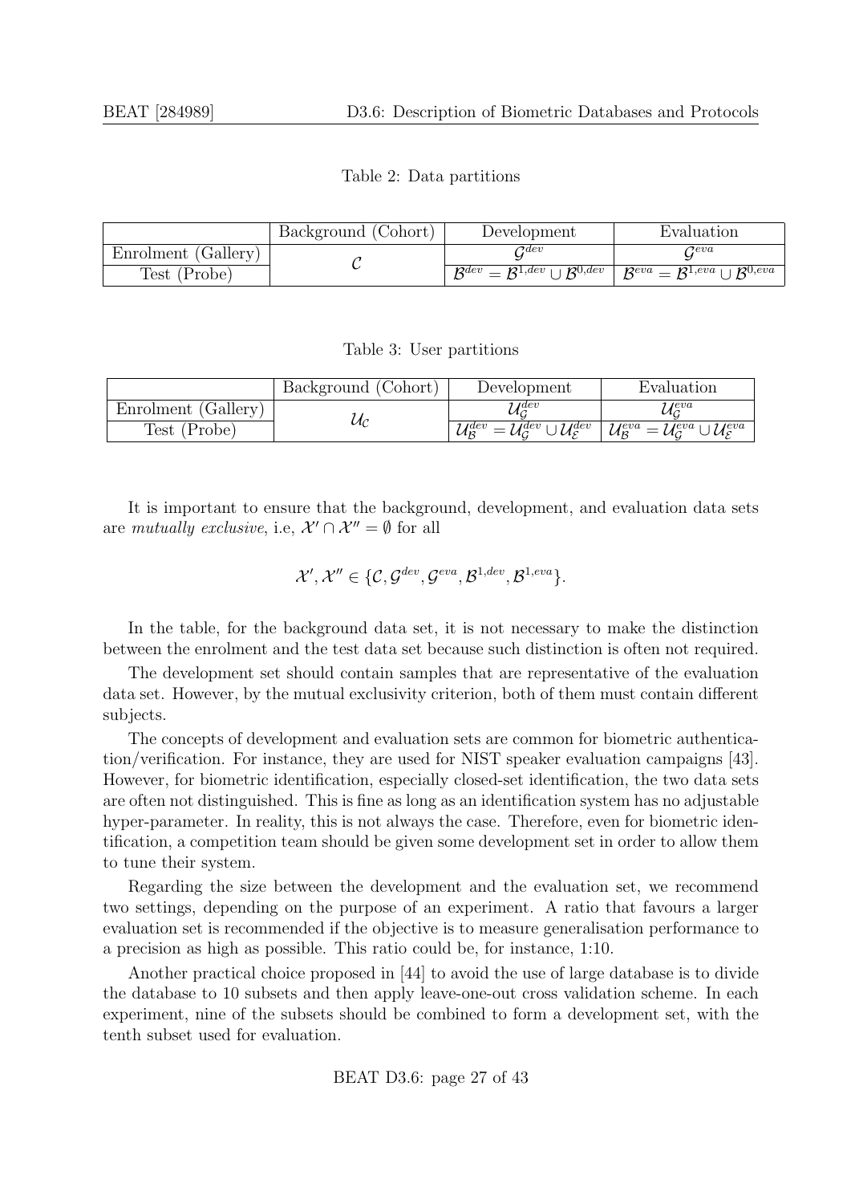Table 2: Data partitions

| | Background (Cohort) | Development | Evaluation |
|---|---|---|---|
| Enrolment (Gallery) | $\mathcal{C}$ | $\mathcal{G}^{dev}$ | $\mathcal{G}^{eva}$ |
| Test (Probe) | | $\mathcal{B}^{dev} = \mathcal{B}^{1,dev} \cup \mathcal{B}^{0,dev}$ | $\mathcal{B}^{eva} = \mathcal{B}^{1,eva} \cup \mathcal{B}^{0,eva}$ |

Table 3: User partitions

| | Background (Cohort) | Development | Evaluation |
|---|---|---|---|
| Enrolment (Gallery) | $\mathcal{U}_{\mathcal{C}}$ | $\mathcal{U}_{\mathcal{G}}^{dev}$ | $\mathcal{U}_{\mathcal{G}}^{eva}$ |
| Test (Probe) | | $\mathcal{U}_{\mathcal{B}}^{dev} = \mathcal{U}_{\mathcal{G}}^{dev} \cup \mathcal{U}_{\mathcal{E}}^{dev}$ | $\mathcal{U}_{\mathcal{B}}^{eva} = \mathcal{U}_{\mathcal{G}}^{eva} \cup \mathcal{U}_{\mathcal{E}}^{eva}$ |

It is important to ensure that the background, development, and evaluation data sets are *mutually exclusive*, i.e, $\mathcal{X}' \cap \mathcal{X}'' = \emptyset$ for all

$$\mathcal{X}', \mathcal{X}'' \in \{\mathcal{C}, \mathcal{G}^{dev}, \mathcal{G}^{eva}, \mathcal{B}^{1,dev}, \mathcal{B}^{1,eva}\}.$$

In the table, for the background data set, it is not necessary to make the distinction between the enrolment and the test data set because such distinction is often not required.

The development set should contain samples that are representative of the evaluation data set. However, by the mutual exclusivity criterion, both of them must contain different subjects.

The concepts of development and evaluation sets are common for biometric authentication/verification. For instance, they are used for NIST speaker evaluation campaigns [43]. However, for biometric identification, especially closed-set identification, the two data sets are often not distinguished. This is fine as long as an identification system has no adjustable hyper-parameter. In reality, this is not always the case. Therefore, even for biometric identification, a competition team should be given some development set in order to allow them to tune their system.

Regarding the size between the development and the evaluation set, we recommend two settings, depending on the purpose of an experiment. A ratio that favours a larger evaluation set is recommended if the objective is to measure generalisation performance to a precision as high as possible. This ratio could be, for instance, 1:10.

Another practical choice proposed in [44] to avoid the use of large database is to divide the database to 10 subsets and then apply leave-one-out cross validation scheme. In each experiment, nine of the subsets should be combined to form a development set, with the tenth subset used for evaluation.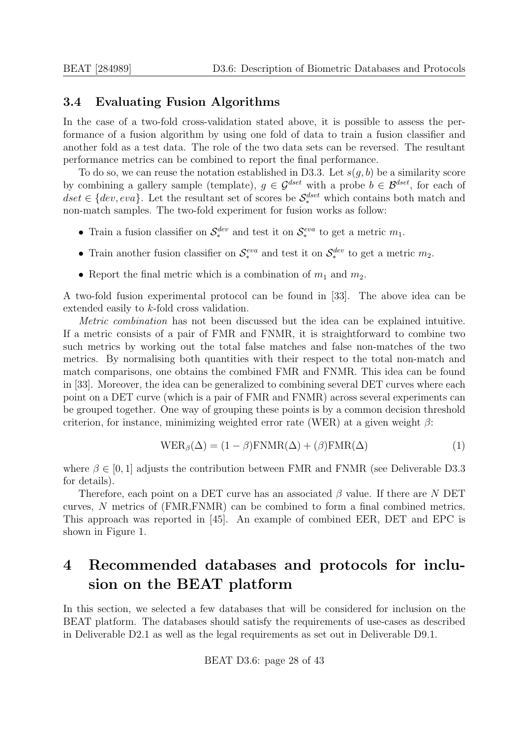### 3.4 Evaluating Fusion Algorithms

In the case of a two-fold cross-validation stated above, it is possible to assess the performance of a fusion algorithm by using one fold of data to train a fusion classifier and another fold as a test data. The role of the two data sets can be reversed. The resultant performance metrics can be combined to report the final performance.

To do so, we can reuse the notation established in D3.3. Let $s(g, b)$ be a similarity score by combining a gallery sample (template), $g \in \mathcal{G}^{dset}$ with a probe $b \in \mathcal{B}^{dset}$, for each of $dset \in \{dev, eva\}$. Let the resultant set of scores be $\mathcal{S}_*^{dset}$ which contains both match and non-match samples. The two-fold experiment for fusion works as follow:

- Train a fusion classifier on $\mathcal{S}_*^{dev}$ and test it on $\mathcal{S}_*^{eva}$ to get a metric $m_1$.
- Train another fusion classifier on $\mathcal{S}_*^{eva}$ and test it on $\mathcal{S}_*^{dev}$ to get a metric $m_2$.
- Report the final metric which is a combination of $m_1$ and $m_2$.

A two-fold fusion experimental protocol can be found in [33]. The above idea can be extended easily to $k$-fold cross validation.

*Metric combination* has not been discussed but the idea can be explained intuitive. If a metric consists of a pair of FMR and FNMR, it is straightforward to combine two such metrics by working out the total false matches and false non-matches of the two metrics. By normalising both quantities with their respect to the total non-match and match comparisons, one obtains the combined FMR and FNMR. This idea can be found in [33]. Moreover, the idea can be generalized to combining several DET curves where each point on a DET curve (which is a pair of FMR and FNMR) across several experiments can be grouped together. One way of grouping these points is by a common decision threshold criterion, for instance, minimizing weighted error rate (WER) at a given weight $\beta$:

$$\text{WER}_\beta(\Delta) = (1 - \beta)\text{FNMR}(\Delta) + (\beta)\text{FMR}(\Delta) \tag{1}$$

where $\beta \in [0, 1]$ adjusts the contribution between FMR and FNMR (see Deliverable D3.3 for details).

Therefore, each point on a DET curve has an associated $\beta$ value. If there are $N$ DET curves, $N$ metrics of (FMR,FNMR) can be combined to form a final combined metrics. This approach was reported in [45]. An example of combined EER, DET and EPC is shown in Figure 1.

# 4 Recommended databases and protocols for inclusion on the BEAT platform

In this section, we selected a few databases that will be considered for inclusion on the BEAT platform. The databases should satisfy the requirements of use-cases as described in Deliverable D2.1 as well as the legal requirements as set out in Deliverable D9.1.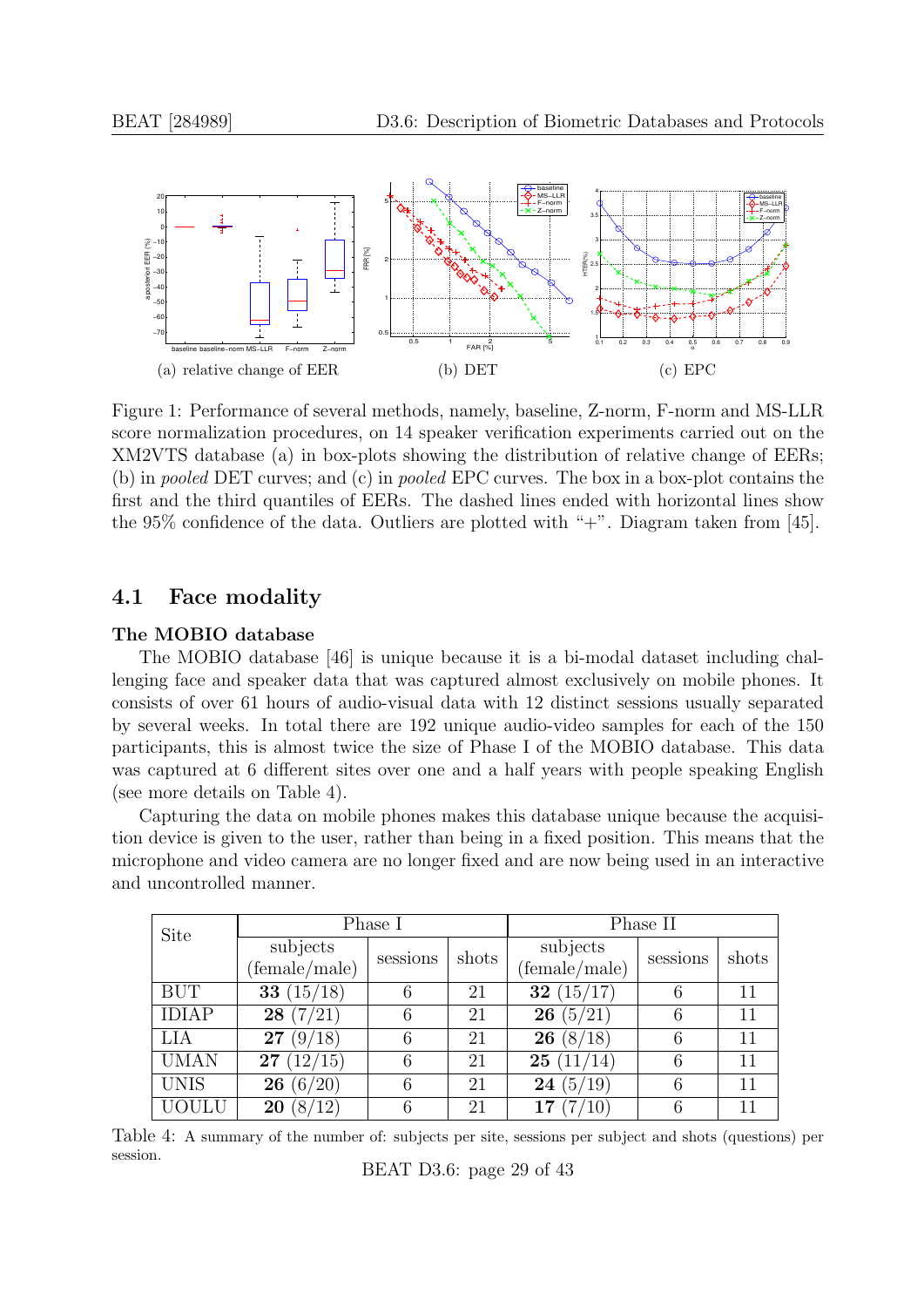(a) relative change of EER (b) DET (c) EPC

Figure 1: Performance of several methods, namely, baseline, Z-norm, F-norm and MS-LLR score normalization procedures, on 14 speaker verification experiments carried out on the XM2VTS database (a) in box-plots showing the distribution of relative change of EERs; (b) in *pooled* DET curves; and (c) in *pooled* EPC curves. The box in a box-plot contains the first and the third quantiles of EERs. The dashed lines ended with horizontal lines show the 95% confidence of the data. Outliers are plotted with "+". Diagram taken from [45].

## 4.1 Face modality

**The MOBIO database**

The MOBIO database [46] is unique because it is a bi-modal dataset including challenging face and speaker data that was captured almost exclusively on mobile phones. It consists of over 61 hours of audio-visual data with 12 distinct sessions usually separated by several weeks. In total there are 192 unique audio-video samples for each of the 150 participants, this is almost twice the size of Phase I of the MOBIO database. This data was captured at 6 different sites over one and a half years with people speaking English (see more details on Table 4).

Capturing the data on mobile phones makes this database unique because the acquisition device is given to the user, rather than being in a fixed position. This means that the microphone and video camera are no longer fixed and are now being used in an interactive and uncontrolled manner.

| Site | Phase I | | | Phase II | | |
|---|---|---|---|---|---|---|
| | subjects (female/male) | sessions | shots | subjects (female/male) | sessions | shots |
| BUT | **33** (15/18) | 6 | 21 | **32** (15/17) | 6 | 11 |
| IDIAP | **28** (7/21) | 6 | 21 | **26** (5/21) | 6 | 11 |
| LIA | **27** (9/18) | 6 | 21 | **26** (8/18) | 6 | 11 |
| UMAN | **27** (12/15) | 6 | 21 | **25** (11/14) | 6 | 11 |
| UNIS | **26** (6/20) | 6 | 21 | **24** (5/19) | 6 | 11 |
| UOULU | **20** (8/12) | 6 | 21 | **17** (7/10) | 6 | 11 |

Table 4: A summary of the number of: subjects per site, sessions per subject and shots (questions) per session.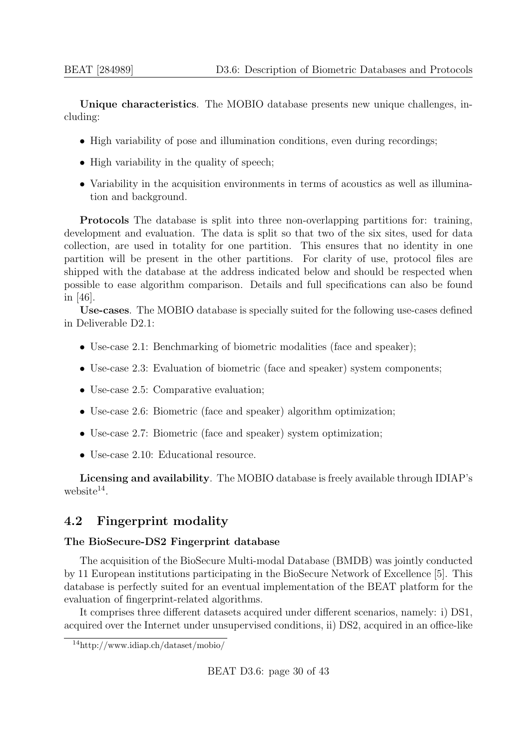**Unique characteristics**. The MOBIO database presents new unique challenges, including:

- High variability of pose and illumination conditions, even during recordings;
- High variability in the quality of speech;
- Variability in the acquisition environments in terms of acoustics as well as illumination and background.

**Protocols** The database is split into three non-overlapping partitions for: training, development and evaluation. The data is split so that two of the six sites, used for data collection, are used in totality for one partition. This ensures that no identity in one partition will be present in the other partitions. For clarity of use, protocol files are shipped with the database at the address indicated below and should be respected when possible to ease algorithm comparison. Details and full specifications can also be found in [46].

**Use-cases**. The MOBIO database is specially suited for the following use-cases defined in Deliverable D2.1:

- Use-case 2.1: Benchmarking of biometric modalities (face and speaker);
- Use-case 2.3: Evaluation of biometric (face and speaker) system components;
- Use-case 2.5: Comparative evaluation;
- Use-case 2.6: Biometric (face and speaker) algorithm optimization;
- Use-case 2.7: Biometric (face and speaker) system optimization;
- Use-case 2.10: Educational resource.

**Licensing and availability**. The MOBIO database is freely available through IDIAP's website[14].

## 4.2 Fingerprint modality

### The BioSecure-DS2 Fingerprint database

The acquisition of the BioSecure Multi-modal Database (BMDB) was jointly conducted by 11 European institutions participating in the BioSecure Network of Excellence [5]. This database is perfectly suited for an eventual implementation of the BEAT platform for the evaluation of fingerprint-related algorithms.

It comprises three different datasets acquired under different scenarios, namely: i) DS1, acquired over the Internet under unsupervised conditions, ii) DS2, acquired in an office-like

[14] http://www.idiap.ch/dataset/mobio/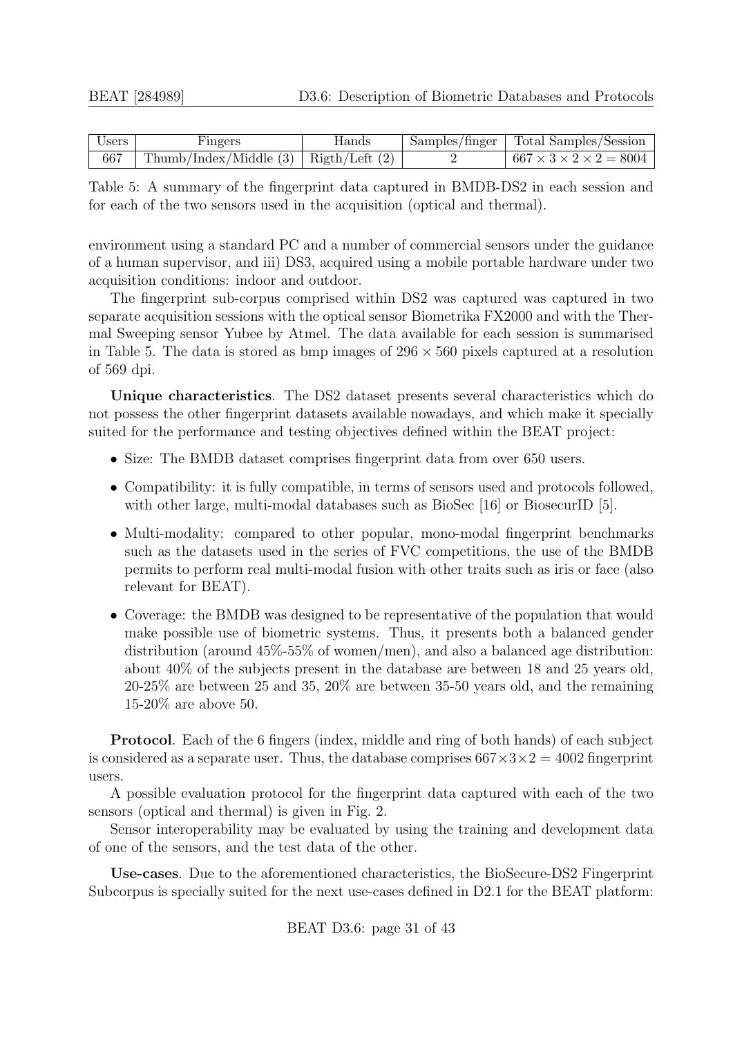| Users | Fingers | Hands | Samples/finger | Total Samples/Session |
| --- | --- | --- | --- | --- |
| 667 | Thumb/Index/Middle (3) | Rigth/Left (2) | 2 | $667 \times 3 \times 2 \times 2 = 8004$ |

Table 5: A summary of the fingerprint data captured in BMDB-DS2 in each session and for each of the two sensors used in the acquisition (optical and thermal).

environment using a standard PC and a number of commercial sensors under the guidance of a human supervisor, and iii) DS3, acquired using a mobile portable hardware under two acquisition conditions: indoor and outdoor.

The fingerprint sub-corpus comprised within DS2 was captured was captured in two separate acquisition sessions with the optical sensor Biometrika FX2000 and with the Thermal Sweeping sensor Yubee by Atmel. The data available for each session is summarised in Table 5. The data is stored as bmp images of $296 \times 560$ pixels captured at a resolution of 569 dpi.

**Unique characteristics**. The DS2 dataset presents several characteristics which do not possess the other fingerprint datasets available nowadays, and which make it specially suited for the performance and testing objectives defined within the BEAT project:

- Size: The BMDB dataset comprises fingerprint data from over 650 users.
- Compatibility: it is fully compatible, in terms of sensors used and protocols followed, with other large, multi-modal databases such as BioSec [16] or BiosecurID [5].
- Multi-modality: compared to other popular, mono-modal fingerprint benchmarks such as the datasets used in the series of FVC competitions, the use of the BMDB permits to perform real multi-modal fusion with other traits such as iris or face (also relevant for BEAT).
- Coverage: the BMDB was designed to be representative of the population that would make possible use of biometric systems. Thus, it presents both a balanced gender distribution (around 45%-55% of women/men), and also a balanced age distribution: about 40% of the subjects present in the database are between 18 and 25 years old, 20-25% are between 25 and 35, 20% are between 35-50 years old, and the remaining 15-20% are above 50.

**Protocol**. Each of the 6 fingers (index, middle and ring of both hands) of each subject is considered as a separate user. Thus, the database comprises $667 \times 3 \times 2 = 4002$ fingerprint users.

A possible evaluation protocol for the fingerprint data captured with each of the two sensors (optical and thermal) is given in Fig. 2.

Sensor interoperability may be evaluated by using the training and development data of one of the sensors, and the test data of the other.

**Use-cases**. Due to the aforementioned characteristics, the BioSecure-DS2 Fingerprint Subcorpus is specially suited for the next use-cases defined in D2.1 for the BEAT platform: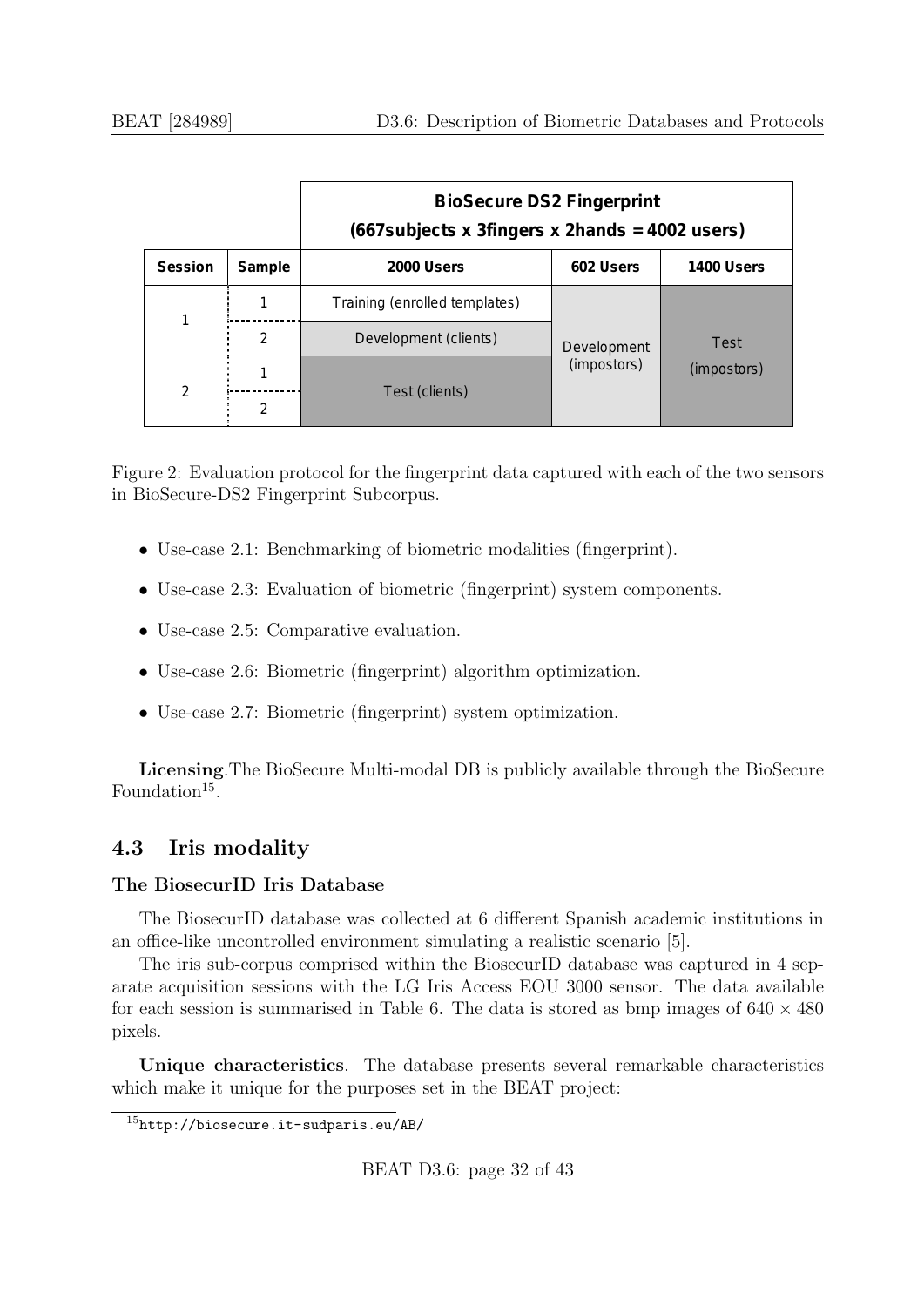| | | BioSecure DS2 Fingerprint (667subjects x 3fingers x 2hands = 4002 users) | | |
|---|---|---|---|---|
| **Session** | **Sample** | **2000 Users** | **602 Users** | **1400 Users** |
| 1 | 1 | Training (enrolled templates) | Development (impostors) | Test (impostors) |
| | 2 | Development (clients) | | |
| 2 | 1 | Test (clients) | | |
| | 2 | | | |

Figure 2: Evaluation protocol for the fingerprint data captured with each of the two sensors in BioSecure-DS2 Fingerprint Subcorpus.

- Use-case 2.1: Benchmarking of biometric modalities (fingerprint).
- Use-case 2.3: Evaluation of biometric (fingerprint) system components.
- Use-case 2.5: Comparative evaluation.
- Use-case 2.6: Biometric (fingerprint) algorithm optimization.
- Use-case 2.7: Biometric (fingerprint) system optimization.

**Licensing**.The BioSecure Multi-modal DB is publicly available through the BioSecure Foundation[15].

## 4.3 Iris modality

### The BiosecurID Iris Database

The BiosecurID database was collected at 6 different Spanish academic institutions in an office-like uncontrolled environment simulating a realistic scenario [5].

The iris sub-corpus comprised within the BiosecurID database was captured in 4 separate acquisition sessions with the LG Iris Access EOU 3000 sensor. The data available for each session is summarised in Table 6. The data is stored as bmp images of $640 \times 480$ pixels.

**Unique characteristics**. The database presents several remarkable characteristics which make it unique for the purposes set in the BEAT project:

[15] http://biosecure.it-sudparis.eu/AB/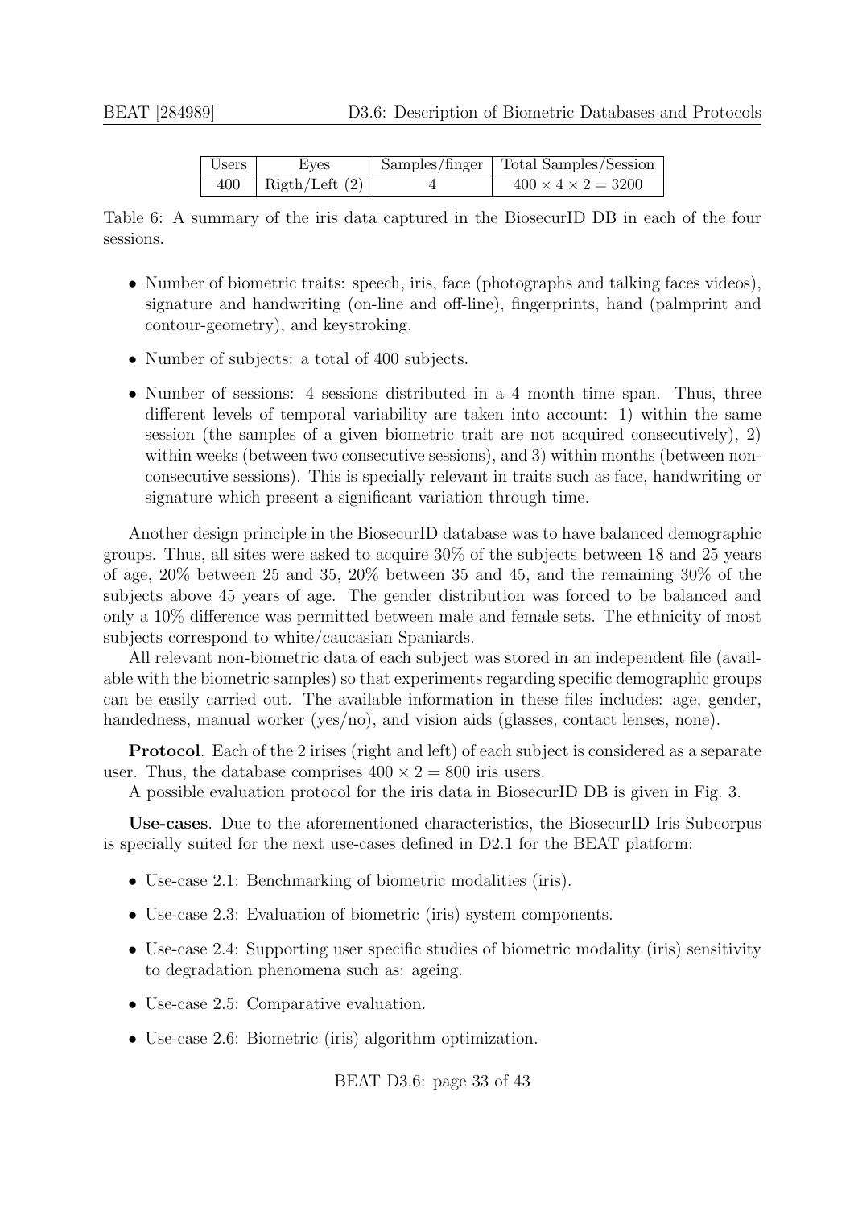| Users | Eyes | Samples/finger | Total Samples/Session |
| --- | --- | --- | --- |
| 400 | Rigth/Left (2) | 4 | $400 \times 4 \times 2 = 3200$ |

Table 6: A summary of the iris data captured in the BiosecurID DB in each of the four sessions.

- Number of biometric traits: speech, iris, face (photographs and talking faces videos), signature and handwriting (on-line and off-line), fingerprints, hand (palmprint and contour-geometry), and keystroking.
- Number of subjects: a total of 400 subjects.
- Number of sessions: 4 sessions distributed in a 4 month time span. Thus, three different levels of temporal variability are taken into account: 1) within the same session (the samples of a given biometric trait are not acquired consecutively), 2) within weeks (between two consecutive sessions), and 3) within months (between non-consecutive sessions). This is specially relevant in traits such as face, handwriting or signature which present a significant variation through time.

Another design principle in the BiosecurID database was to have balanced demographic groups. Thus, all sites were asked to acquire 30% of the subjects between 18 and 25 years of age, 20% between 25 and 35, 20% between 35 and 45, and the remaining 30% of the subjects above 45 years of age. The gender distribution was forced to be balanced and only a 10% difference was permitted between male and female sets. The ethnicity of most subjects correspond to white/caucasian Spaniards.

All relevant non-biometric data of each subject was stored in an independent file (available with the biometric samples) so that experiments regarding specific demographic groups can be easily carried out. The available information in these files includes: age, gender, handedness, manual worker (yes/no), and vision aids (glasses, contact lenses, none).

**Protocol**. Each of the 2 irises (right and left) of each subject is considered as a separate user. Thus, the database comprises $400 \times 2 = 800$ iris users.

A possible evaluation protocol for the iris data in BiosecurID DB is given in Fig. 3.

**Use-cases**. Due to the aforementioned characteristics, the BiosecurID Iris Subcorpus is specially suited for the next use-cases defined in D2.1 for the BEAT platform:

- Use-case 2.1: Benchmarking of biometric modalities (iris).
- Use-case 2.3: Evaluation of biometric (iris) system components.
- Use-case 2.4: Supporting user specific studies of biometric modality (iris) sensitivity to degradation phenomena such as: ageing.
- Use-case 2.5: Comparative evaluation.
- Use-case 2.6: Biometric (iris) algorithm optimization.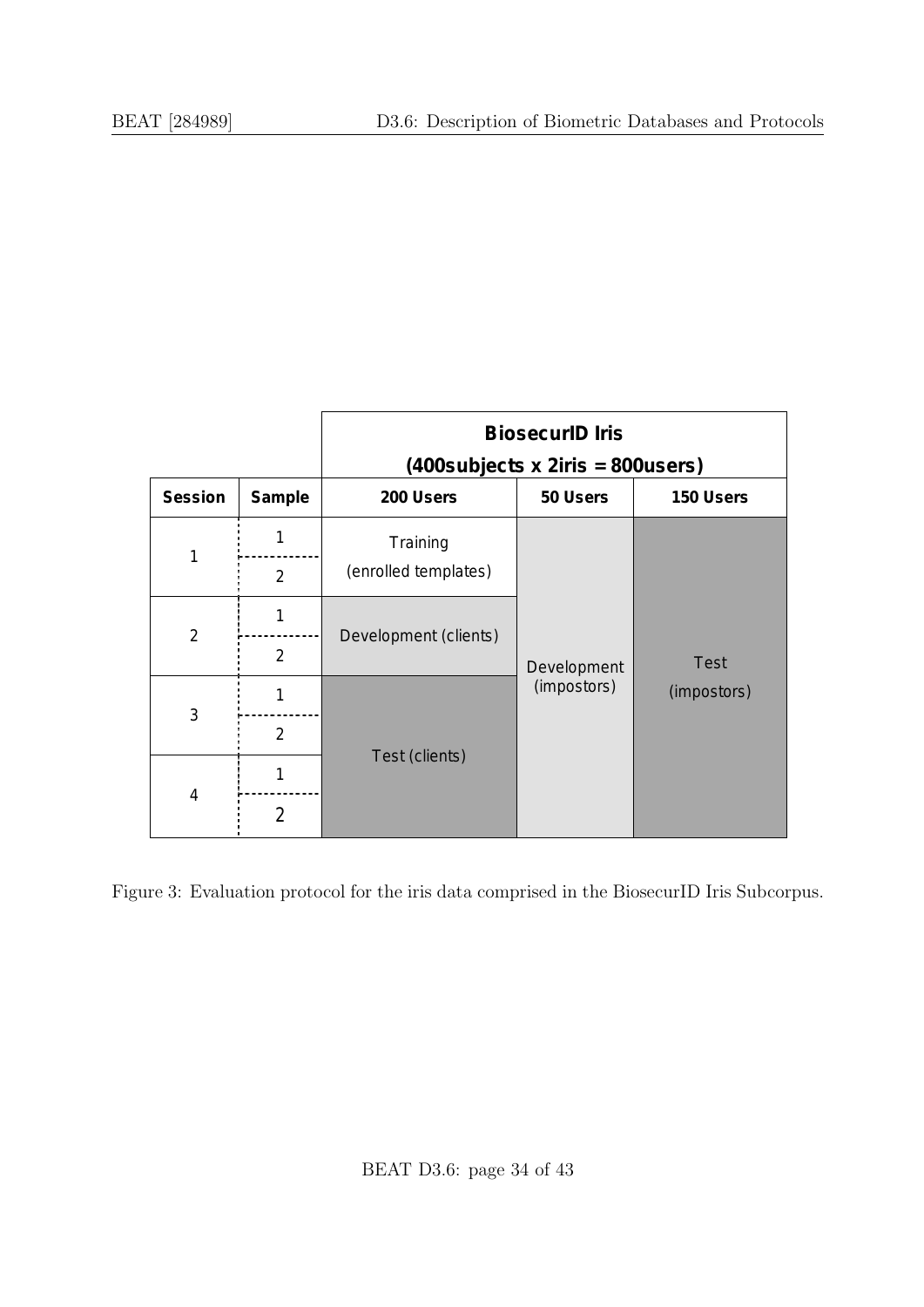| | | BiosecurID Iris (400subjects x 2iris = 800users) | | |
|---|---|---|---|---|
| **Session** | **Sample** | **200 Users** | **50 Users** | **150 Users** |
| 1 | 1 | Training (enrolled templates) | Development (impostors) | Test (impostors) |
| | 2 | | | |
| 2 | 1 | Development (clients) | | |
| | 2 | | | |
| 3 | 1 | Test (clients) | | |
| | 2 | | | |
| 4 | 1 | | | |
| | 2 | | | |

Figure 3: Evaluation protocol for the iris data comprised in the BiosecurID Iris Subcorpus.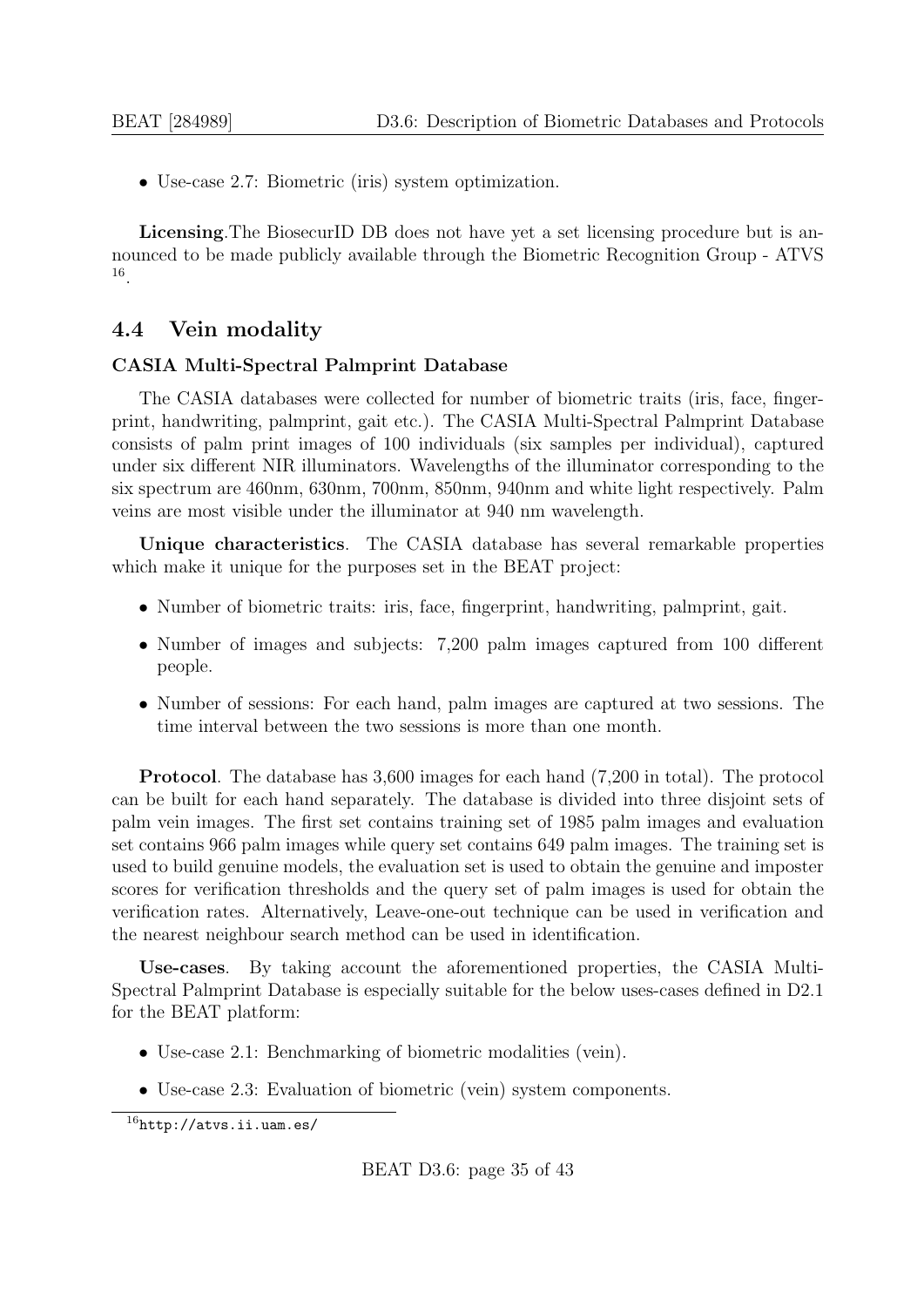- Use-case 2.7: Biometric (iris) system optimization.

**Licensing**.The BiosecurID DB does not have yet a set licensing procedure but is announced to be made publicly available through the Biometric Recognition Group - ATVS [16].

## 4.4 Vein modality

### CASIA Multi-Spectral Palmprint Database

The CASIA databases were collected for number of biometric traits (iris, face, fingerprint, handwriting, palmprint, gait etc.). The CASIA Multi-Spectral Palmprint Database consists of palm print images of 100 individuals (six samples per individual), captured under six different NIR illuminators. Wavelengths of the illuminator corresponding to the six spectrum are 460nm, 630nm, 700nm, 850nm, 940nm and white light respectively. Palm veins are most visible under the illuminator at 940 nm wavelength.

**Unique characteristics**. The CASIA database has several remarkable properties which make it unique for the purposes set in the BEAT project:

- Number of biometric traits: iris, face, fingerprint, handwriting, palmprint, gait.
- Number of images and subjects: 7,200 palm images captured from 100 different people.
- Number of sessions: For each hand, palm images are captured at two sessions. The time interval between the two sessions is more than one month.

**Protocol**. The database has 3,600 images for each hand (7,200 in total). The protocol can be built for each hand separately. The database is divided into three disjoint sets of palm vein images. The first set contains training set of 1985 palm images and evaluation set contains 966 palm images while query set contains 649 palm images. The training set is used to build genuine models, the evaluation set is used to obtain the genuine and imposter scores for verification thresholds and the query set of palm images is used for obtain the verification rates. Alternatively, Leave-one-out technique can be used in verification and the nearest neighbour search method can be used in identification.

**Use-cases**. By taking account the aforementioned properties, the CASIA Multi-Spectral Palmprint Database is especially suitable for the below uses-cases defined in D2.1 for the BEAT platform:

- Use-case 2.1: Benchmarking of biometric modalities (vein).
- Use-case 2.3: Evaluation of biometric (vein) system components.

[16] http://atvs.ii.uam.es/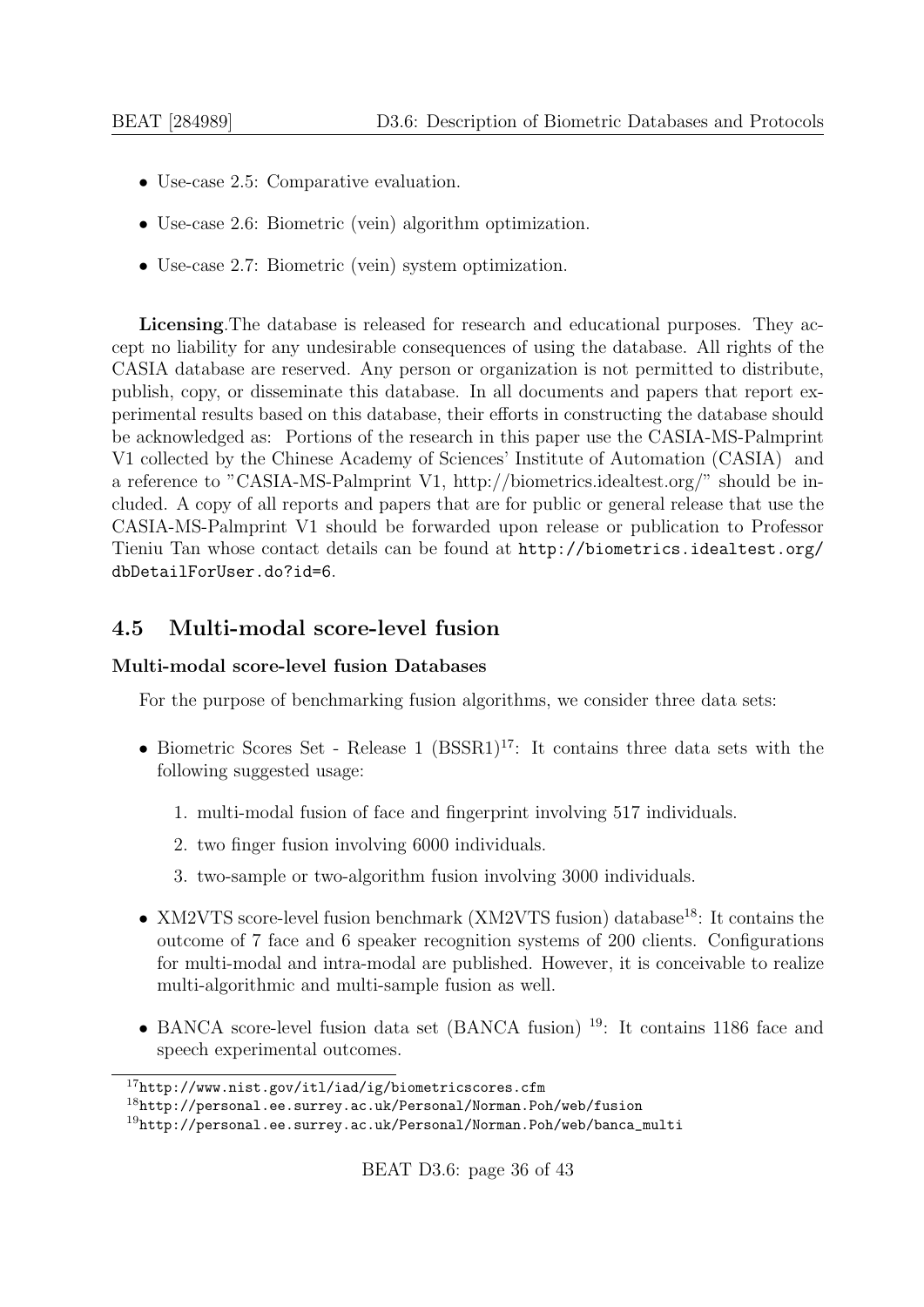- Use-case 2.5: Comparative evaluation.
- Use-case 2.6: Biometric (vein) algorithm optimization.
- Use-case 2.7: Biometric (vein) system optimization.

**Licensing**.The database is released for research and educational purposes. They accept no liability for any undesirable consequences of using the database. All rights of the CASIA database are reserved. Any person or organization is not permitted to distribute, publish, copy, or disseminate this database. In all documents and papers that report experimental results based on this database, their efforts in constructing the database should be acknowledged as: Portions of the research in this paper use the CASIA-MS-Palmprint V1 collected by the Chinese Academy of Sciences' Institute of Automation (CASIA) and a reference to "CASIA-MS-Palmprint V1, http://biometrics.idealtest.org/" should be included. A copy of all reports and papers that are for public or general release that use the CASIA-MS-Palmprint V1 should be forwarded upon release or publication to Professor Tieniu Tan whose contact details can be found at http://biometrics.idealtest.org/dbDetailForUser.do?id=6.

## 4.5 Multi-modal score-level fusion

### Multi-modal score-level fusion Databases

For the purpose of benchmarking fusion algorithms, we consider three data sets:

- Biometric Scores Set - Release 1 (BSSR1)[17]: It contains three data sets with the following suggested usage:
  1. multi-modal fusion of face and fingerprint involving 517 individuals.
  2. two finger fusion involving 6000 individuals.
  3. two-sample or two-algorithm fusion involving 3000 individuals.
- XM2VTS score-level fusion benchmark (XM2VTS fusion) database[18]: It contains the outcome of 7 face and 6 speaker recognition systems of 200 clients. Configurations for multi-modal and intra-modal are published. However, it is conceivable to realize multi-algorithmic and multi-sample fusion as well.
- BANCA score-level fusion data set (BANCA fusion) [19]: It contains 1186 face and speech experimental outcomes.

[17] http://www.nist.gov/itl/iad/ig/biometricscores.cfm

[18] http://personal.ee.surrey.ac.uk/Personal/Norman.Poh/web/fusion

[19] http://personal.ee.surrey.ac.uk/Personal/Norman.Poh/web/banca_multi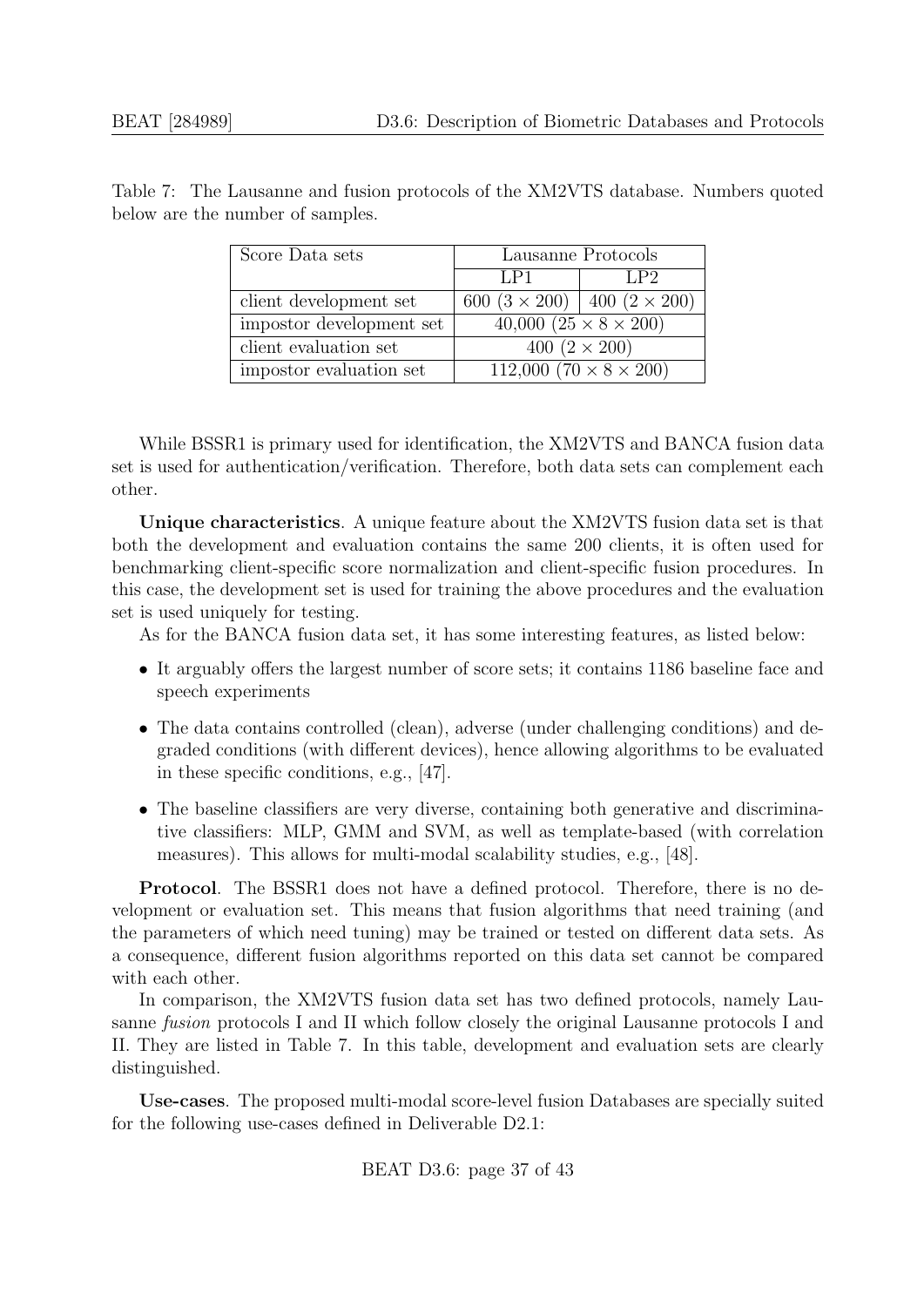Table 7: The Lausanne and fusion protocols of the XM2VTS database. Numbers quoted below are the number of samples.

| Score Data sets | Lausanne Protocols | |
|---|---|---|
| | LP1 | LP2 |
| client development set | 600 ($3 \times 200$) | 400 ($2 \times 200$) |
| impostor development set | 40,000 ($25 \times 8 \times 200$) | |
| client evaluation set | 400 ($2 \times 200$) | |
| impostor evaluation set | 112,000 ($70 \times 8 \times 200$) | |

While BSSR1 is primary used for identification, the XM2VTS and BANCA fusion data set is used for authentication/verification. Therefore, both data sets can complement each other.

**Unique characteristics**. A unique feature about the XM2VTS fusion data set is that both the development and evaluation contains the same 200 clients, it is often used for benchmarking client-specific score normalization and client-specific fusion procedures. In this case, the development set is used for training the above procedures and the evaluation set is used uniquely for testing.

As for the BANCA fusion data set, it has some interesting features, as listed below:

- It arguably offers the largest number of score sets; it contains 1186 baseline face and speech experiments
- The data contains controlled (clean), adverse (under challenging conditions) and degraded conditions (with different devices), hence allowing algorithms to be evaluated in these specific conditions, e.g., [47].
- The baseline classifiers are very diverse, containing both generative and discriminative classifiers: MLP, GMM and SVM, as well as template-based (with correlation measures). This allows for multi-modal scalability studies, e.g., [48].

**Protocol**. The BSSR1 does not have a defined protocol. Therefore, there is no development or evaluation set. This means that fusion algorithms that need training (and the parameters of which need tuning) may be trained or tested on different data sets. As a consequence, different fusion algorithms reported on this data set cannot be compared with each other.

In comparison, the XM2VTS fusion data set has two defined protocols, namely Lausanne *fusion* protocols I and II which follow closely the original Lausanne protocols I and II. They are listed in Table 7. In this table, development and evaluation sets are clearly distinguished.

**Use-cases**. The proposed multi-modal score-level fusion Databases are specially suited for the following use-cases defined in Deliverable D2.1: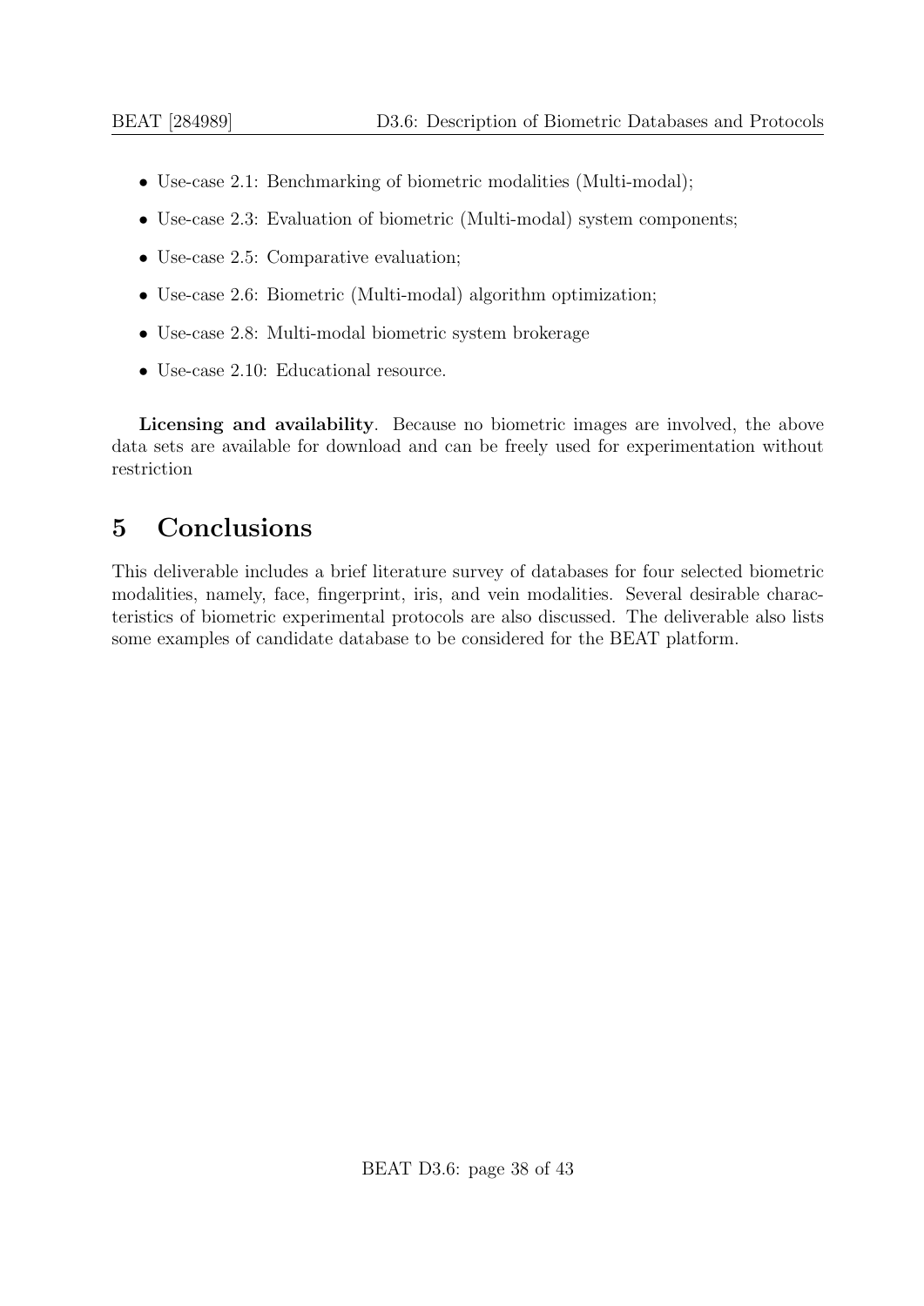- Use-case 2.1: Benchmarking of biometric modalities (Multi-modal);
- Use-case 2.3: Evaluation of biometric (Multi-modal) system components;
- Use-case 2.5: Comparative evaluation;
- Use-case 2.6: Biometric (Multi-modal) algorithm optimization;
- Use-case 2.8: Multi-modal biometric system brokerage
- Use-case 2.10: Educational resource.

**Licensing and availability**. Because no biometric images are involved, the above data sets are available for download and can be freely used for experimentation without restriction

# 5 Conclusions

This deliverable includes a brief literature survey of databases for four selected biometric modalities, namely, face, fingerprint, iris, and vein modalities. Several desirable characteristics of biometric experimental protocols are also discussed. The deliverable also lists some examples of candidate database to be considered for the BEAT platform.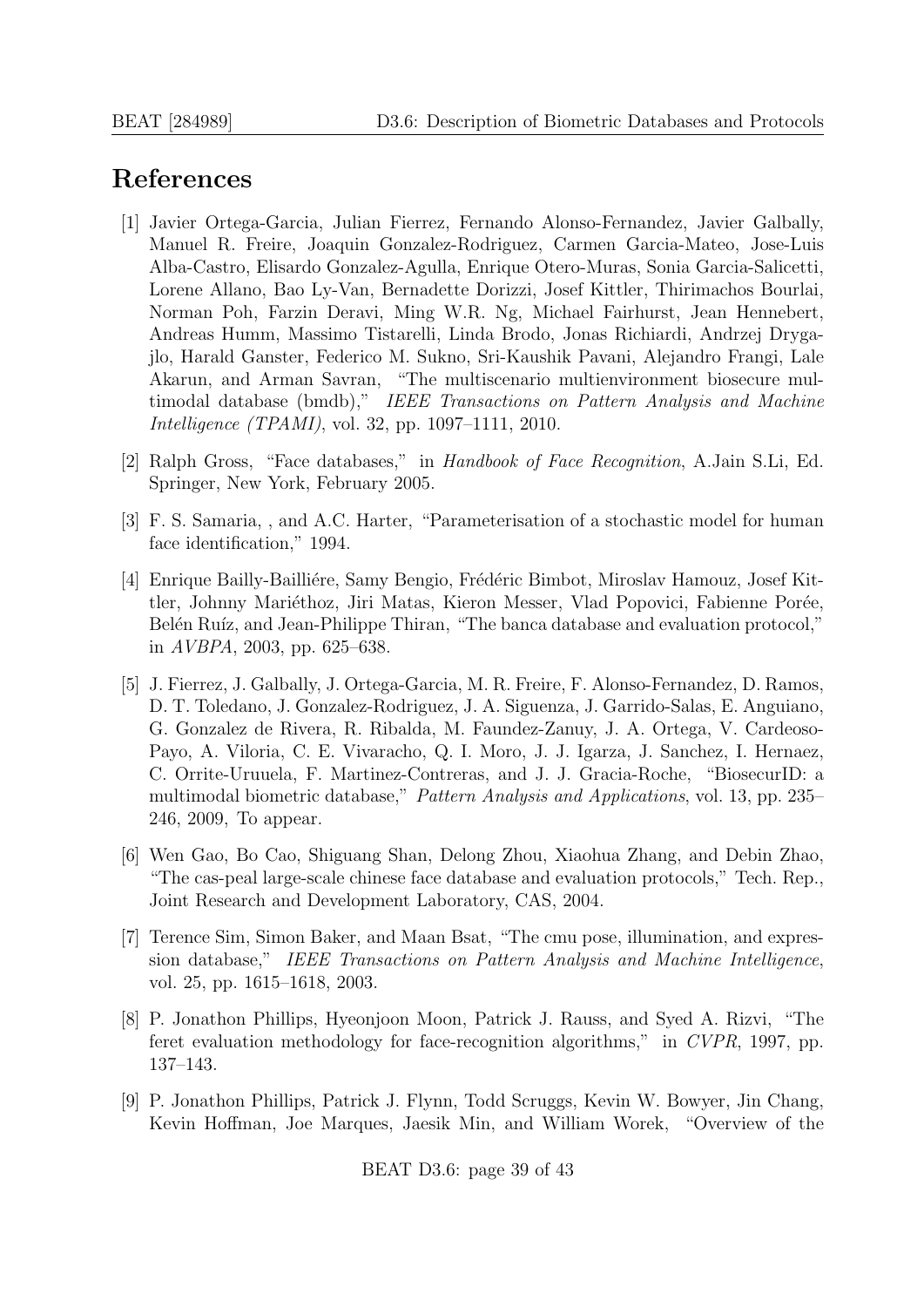# References

[1] Javier Ortega-Garcia, Julian Fierrez, Fernando Alonso-Fernandez, Javier Galbally, Manuel R. Freire, Joaquin Gonzalez-Rodriguez, Carmen Garcia-Mateo, Jose-Luis Alba-Castro, Elisardo Gonzalez-Agulla, Enrique Otero-Muras, Sonia Garcia-Salicetti, Lorene Allano, Bao Ly-Van, Bernadette Dorizzi, Josef Kittler, Thirimachos Bourlai, Norman Poh, Farzin Deravi, Ming W.R. Ng, Michael Fairhurst, Jean Hennebert, Andreas Humm, Massimo Tistarelli, Linda Brodo, Jonas Richiardi, Andrzej Drygajlo, Harald Ganster, Federico M. Sukno, Sri-Kaushik Pavani, Alejandro Frangi, Lale Akarun, and Arman Savran, "The multiscenario multienvironment biosecure multimodal database (bmdb)," *IEEE Transactions on Pattern Analysis and Machine Intelligence (TPAMI)*, vol. 32, pp. 1097–1111, 2010.

[2] Ralph Gross, "Face databases," in *Handbook of Face Recognition*, A.Jain S.Li, Ed. Springer, New York, February 2005.

[3] F. S. Samaria, , and A.C. Harter, "Parameterisation of a stochastic model for human face identification," 1994.

[4] Enrique Bailly-Bailliére, Samy Bengio, Frédéric Bimbot, Miroslav Hamouz, Josef Kittler, Johnny Mariéthoz, Jiri Matas, Kieron Messer, Vlad Popovici, Fabienne Porée, Belén Ruíz, and Jean-Philippe Thiran, "The banca database and evaluation protocol," in *AVBPA*, 2003, pp. 625–638.

[5] J. Fierrez, J. Galbally, J. Ortega-Garcia, M. R. Freire, F. Alonso-Fernandez, D. Ramos, D. T. Toledano, J. Gonzalez-Rodriguez, J. A. Siguenza, J. Garrido-Salas, E. Anguiano, G. Gonzalez de Rivera, R. Ribalda, M. Faundez-Zanuy, J. A. Ortega, V. Cardeoso-Payo, A. Viloria, C. E. Vivaracho, Q. I. Moro, J. J. Igarza, J. Sanchez, I. Hernaez, C. Orrite-Uruuela, F. Martinez-Contreras, and J. J. Gracia-Roche, "BiosecurID: a multimodal biometric database," *Pattern Analysis and Applications*, vol. 13, pp. 235–246, 2009, To appear.

[6] Wen Gao, Bo Cao, Shiguang Shan, Delong Zhou, Xiaohua Zhang, and Debin Zhao, "The cas-peal large-scale chinese face database and evaluation protocols," Tech. Rep., Joint Research and Development Laboratory, CAS, 2004.

[7] Terence Sim, Simon Baker, and Maan Bsat, "The cmu pose, illumination, and expression database," *IEEE Transactions on Pattern Analysis and Machine Intelligence*, vol. 25, pp. 1615–1618, 2003.

[8] P. Jonathon Phillips, Hyeonjoon Moon, Patrick J. Rauss, and Syed A. Rizvi, "The feret evaluation methodology for face-recognition algorithms," in *CVPR*, 1997, pp. 137–143.

[9] P. Jonathon Phillips, Patrick J. Flynn, Todd Scruggs, Kevin W. Bowyer, Jin Chang, Kevin Hoffman, Joe Marques, Jaesik Min, and William Worek, "Overview of the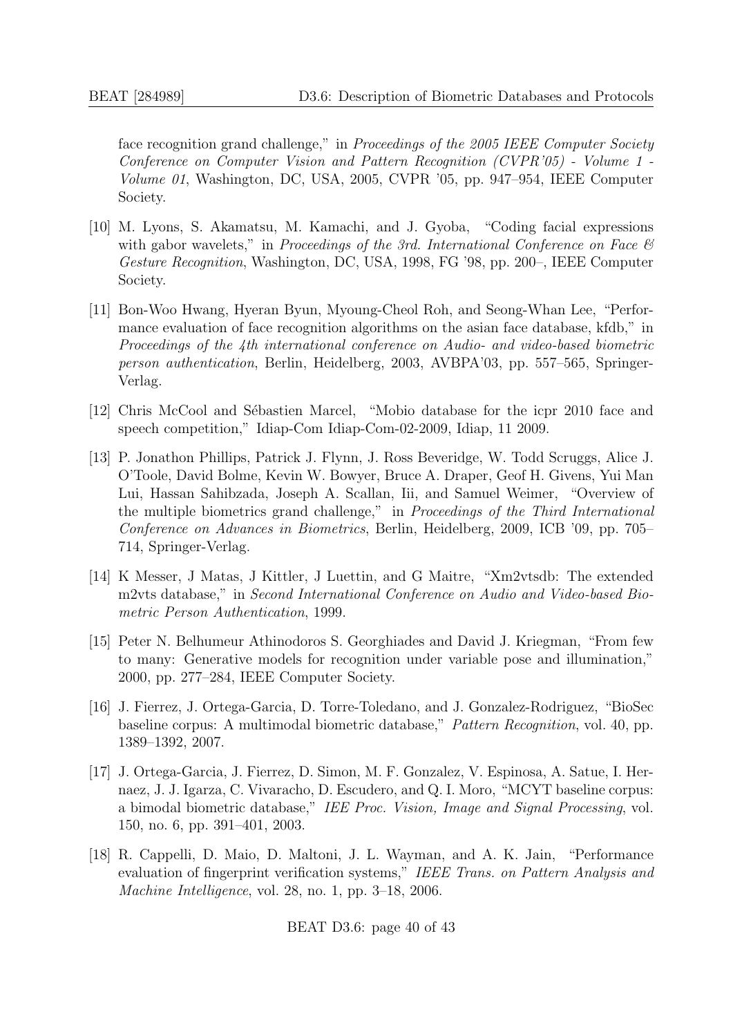face recognition grand challenge," in *Proceedings of the 2005 IEEE Computer Society Conference on Computer Vision and Pattern Recognition (CVPR'05) - Volume 1 - Volume 01*, Washington, DC, USA, 2005, CVPR '05, pp. 947–954, IEEE Computer Society.

[10] M. Lyons, S. Akamatsu, M. Kamachi, and J. Gyoba, "Coding facial expressions with gabor wavelets," in *Proceedings of the 3rd. International Conference on Face & Gesture Recognition*, Washington, DC, USA, 1998, FG '98, pp. 200–, IEEE Computer Society.

[11] Bon-Woo Hwang, Hyeran Byun, Myoung-Cheol Roh, and Seong-Whan Lee, "Performance evaluation of face recognition algorithms on the asian face database, kfdb," in *Proceedings of the 4th international conference on Audio- and video-based biometric person authentication*, Berlin, Heidelberg, 2003, AVBPA'03, pp. 557–565, Springer-Verlag.

[12] Chris McCool and Sébastien Marcel, "Mobio database for the icpr 2010 face and speech competition," Idiap-Com Idiap-Com-02-2009, Idiap, 11 2009.

[13] P. Jonathon Phillips, Patrick J. Flynn, J. Ross Beveridge, W. Todd Scruggs, Alice J. O'Toole, David Bolme, Kevin W. Bowyer, Bruce A. Draper, Geof H. Givens, Yui Man Lui, Hassan Sahibzada, Joseph A. Scallan, Iii, and Samuel Weimer, "Overview of the multiple biometrics grand challenge," in *Proceedings of the Third International Conference on Advances in Biometrics*, Berlin, Heidelberg, 2009, ICB '09, pp. 705–714, Springer-Verlag.

[14] K Messer, J Matas, J Kittler, J Luettin, and G Maitre, "Xm2vtsdb: The extended m2vts database," in *Second International Conference on Audio and Video-based Biometric Person Authentication*, 1999.

[15] Peter N. Belhumeur Athinodoros S. Georghiades and David J. Kriegman, "From few to many: Generative models for recognition under variable pose and illumination," 2000, pp. 277–284, IEEE Computer Society.

[16] J. Fierrez, J. Ortega-Garcia, D. Torre-Toledano, and J. Gonzalez-Rodriguez, "BioSec baseline corpus: A multimodal biometric database," *Pattern Recognition*, vol. 40, pp. 1389–1392, 2007.

[17] J. Ortega-Garcia, J. Fierrez, D. Simon, M. F. Gonzalez, V. Espinosa, A. Satue, I. Hernaez, J. J. Igarza, C. Vivaracho, D. Escudero, and Q. I. Moro, "MCYT baseline corpus: a bimodal biometric database," *IEE Proc. Vision, Image and Signal Processing*, vol. 150, no. 6, pp. 391–401, 2003.

[18] R. Cappelli, D. Maio, D. Maltoni, J. L. Wayman, and A. K. Jain, "Performance evaluation of fingerprint verification systems," *IEEE Trans. on Pattern Analysis and Machine Intelligence*, vol. 28, no. 1, pp. 3–18, 2006.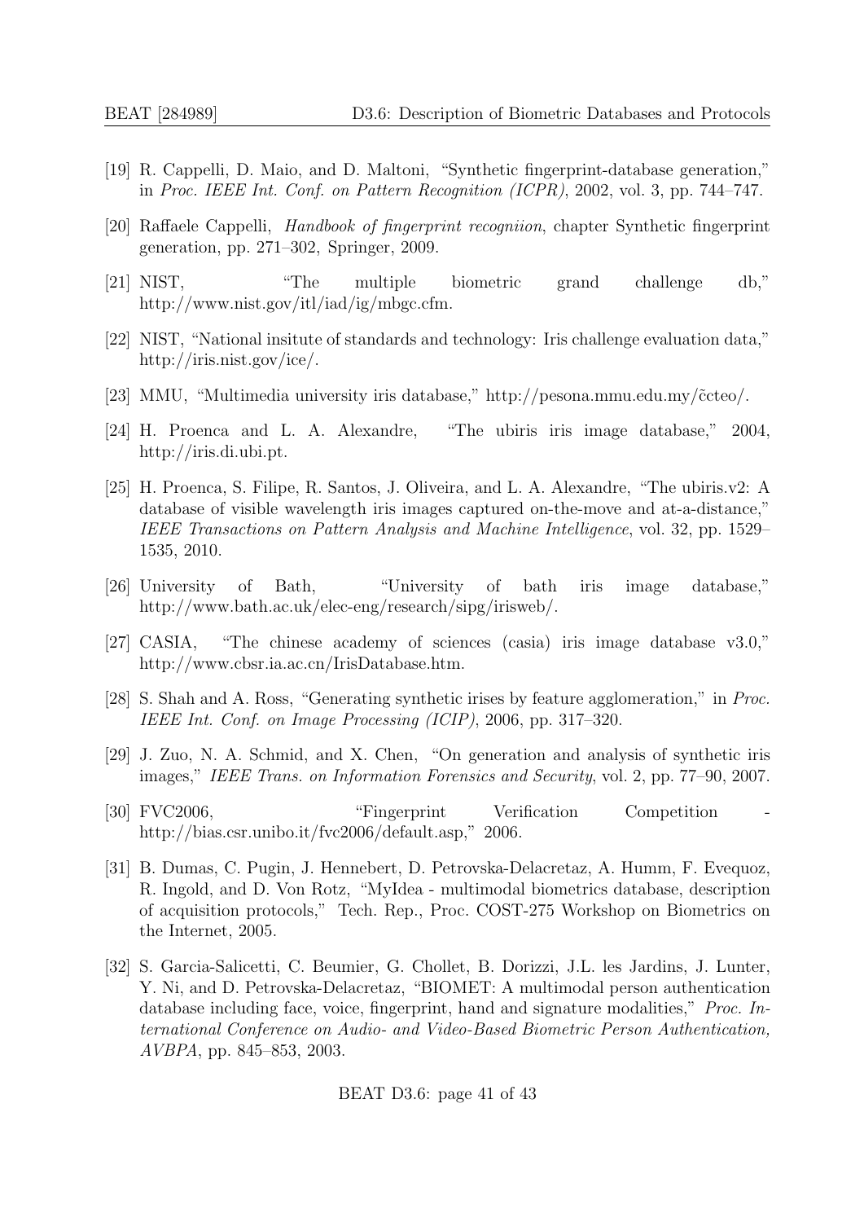[19] R. Cappelli, D. Maio, and D. Maltoni, "Synthetic fingerprint-database generation," in *Proc. IEEE Int. Conf. on Pattern Recognition (ICPR)*, 2002, vol. 3, pp. 744–747.

[20] Raffaele Cappelli, *Handbook of fingerprint recogniion*, chapter Synthetic fingerprint generation, pp. 271–302, Springer, 2009.

[21] NIST, "The multiple biometric grand challenge db," http://www.nist.gov/itl/iad/ig/mbgc.cfm.

[22] NIST, "National insitute of standards and technology: Iris challenge evaluation data," http://iris.nist.gov/ice/.

[23] MMU, "Multimedia university iris database," http://pesona.mmu.edu.my/c̃cteo/.

[24] H. Proenca and L. A. Alexandre, "The ubiris iris image database," 2004, http://iris.di.ubi.pt.

[25] H. Proenca, S. Filipe, R. Santos, J. Oliveira, and L. A. Alexandre, "The ubiris.v2: A database of visible wavelength iris images captured on-the-move and at-a-distance," *IEEE Transactions on Pattern Analysis and Machine Intelligence*, vol. 32, pp. 1529–1535, 2010.

[26] University of Bath, "University of bath iris image database," http://www.bath.ac.uk/elec-eng/research/sipg/irisweb/.

[27] CASIA, "The chinese academy of sciences (casia) iris image database v3.0," http://www.cbsr.ia.ac.cn/IrisDatabase.htm.

[28] S. Shah and A. Ross, "Generating synthetic irises by feature agglomeration," in *Proc. IEEE Int. Conf. on Image Processing (ICIP)*, 2006, pp. 317–320.

[29] J. Zuo, N. A. Schmid, and X. Chen, "On generation and analysis of synthetic iris images," *IEEE Trans. on Information Forensics and Security*, vol. 2, pp. 77–90, 2007.

[30] FVC2006, "Fingerprint Verification Competition - http://bias.csr.unibo.it/fvc2006/default.asp," 2006.

[31] B. Dumas, C. Pugin, J. Hennebert, D. Petrovska-Delacretaz, A. Humm, F. Evequoz, R. Ingold, and D. Von Rotz, "MyIdea - multimodal biometrics database, description of acquisition protocols," Tech. Rep., Proc. COST-275 Workshop on Biometrics on the Internet, 2005.

[32] S. Garcia-Salicetti, C. Beumier, G. Chollet, B. Dorizzi, J.L. les Jardins, J. Lunter, Y. Ni, and D. Petrovska-Delacretaz, "BIOMET: A multimodal person authentication database including face, voice, fingerprint, hand and signature modalities," *Proc. International Conference on Audio- and Video-Based Biometric Person Authentication, AVBPA*, pp. 845–853, 2003.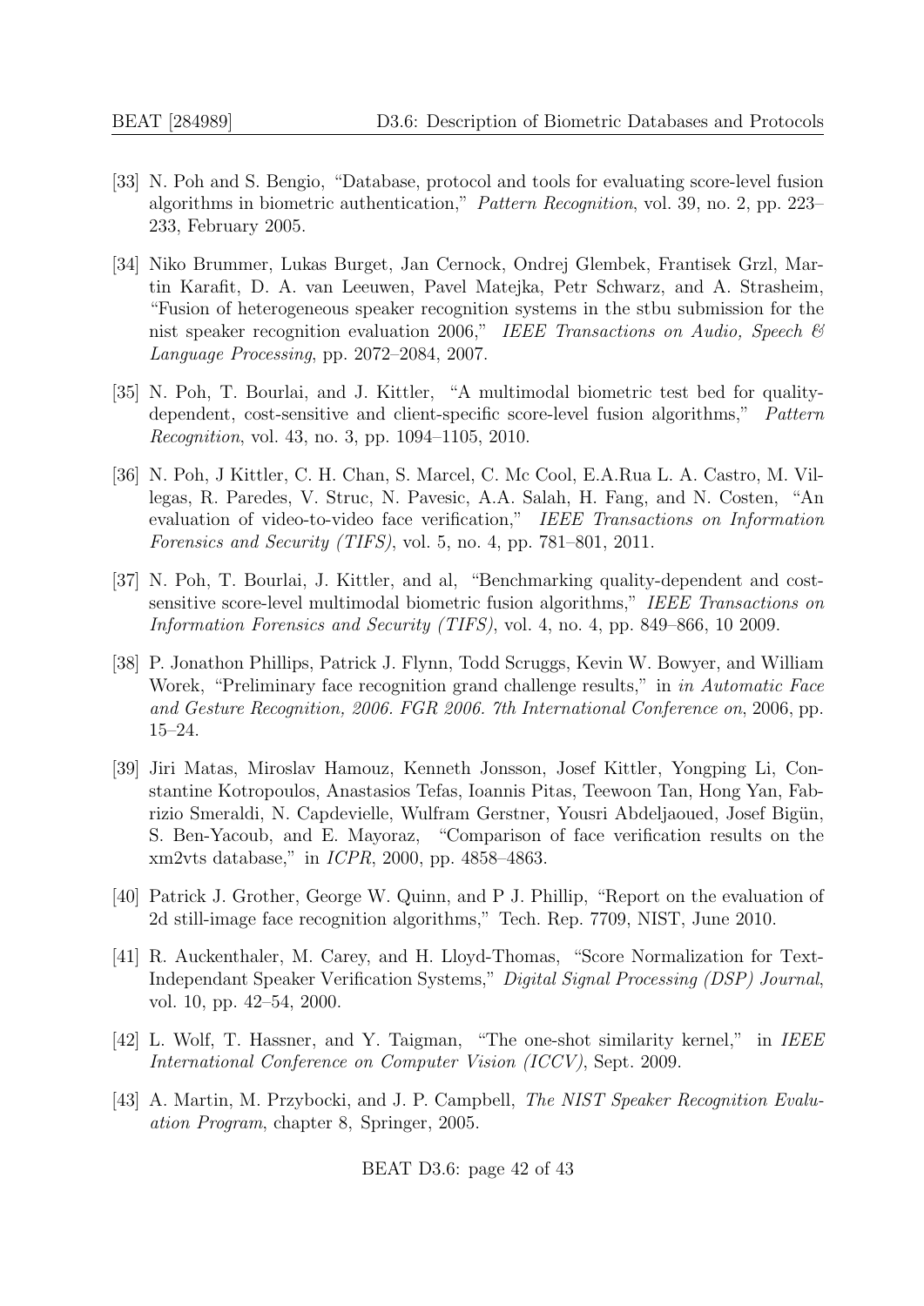[33] N. Poh and S. Bengio, "Database, protocol and tools for evaluating score-level fusion algorithms in biometric authentication," *Pattern Recognition*, vol. 39, no. 2, pp. 223–233, February 2005.

[34] Niko Brummer, Lukas Burget, Jan Cernock, Ondrej Glembek, Frantisek Grzl, Martin Karafit, D. A. van Leeuwen, Pavel Matejka, Petr Schwarz, and A. Strasheim, "Fusion of heterogeneous speaker recognition systems in the stbu submission for the nist speaker recognition evaluation 2006," *IEEE Transactions on Audio, Speech & Language Processing*, pp. 2072–2084, 2007.

[35] N. Poh, T. Bourlai, and J. Kittler, "A multimodal biometric test bed for quality-dependent, cost-sensitive and client-specific score-level fusion algorithms," *Pattern Recognition*, vol. 43, no. 3, pp. 1094–1105, 2010.

[36] N. Poh, J Kittler, C. H. Chan, S. Marcel, C. Mc Cool, E.A.Rua L. A. Castro, M. Villegas, R. Paredes, V. Struc, N. Pavesic, A.A. Salah, H. Fang, and N. Costen, "An evaluation of video-to-video face verification," *IEEE Transactions on Information Forensics and Security (TIFS)*, vol. 5, no. 4, pp. 781–801, 2011.

[37] N. Poh, T. Bourlai, J. Kittler, and al, "Benchmarking quality-dependent and cost-sensitive score-level multimodal biometric fusion algorithms," *IEEE Transactions on Information Forensics and Security (TIFS)*, vol. 4, no. 4, pp. 849–866, 10 2009.

[38] P. Jonathon Phillips, Patrick J. Flynn, Todd Scruggs, Kevin W. Bowyer, and William Worek, "Preliminary face recognition grand challenge results," in *in Automatic Face and Gesture Recognition, 2006. FGR 2006. 7th International Conference on*, 2006, pp. 15–24.

[39] Jiri Matas, Miroslav Hamouz, Kenneth Jonsson, Josef Kittler, Yongping Li, Constantine Kotropoulos, Anastasios Tefas, Ioannis Pitas, Teewoon Tan, Hong Yan, Fabrizio Smeraldi, N. Capdevielle, Wulfram Gerstner, Yousri Abdeljaoued, Josef Bigün, S. Ben-Yacoub, and E. Mayoraz, "Comparison of face verification results on the xm2vts database," in *ICPR*, 2000, pp. 4858–4863.

[40] Patrick J. Grother, George W. Quinn, and P J. Phillip, "Report on the evaluation of 2d still-image face recognition algorithms," Tech. Rep. 7709, NIST, June 2010.

[41] R. Auckenthaler, M. Carey, and H. Lloyd-Thomas, "Score Normalization for Text-Independant Speaker Verification Systems," *Digital Signal Processing (DSP) Journal*, vol. 10, pp. 42–54, 2000.

[42] L. Wolf, T. Hassner, and Y. Taigman, "The one-shot similarity kernel," in *IEEE International Conference on Computer Vision (ICCV)*, Sept. 2009.

[43] A. Martin, M. Przybocki, and J. P. Campbell, *The NIST Speaker Recognition Evaluation Program*, chapter 8, Springer, 2005.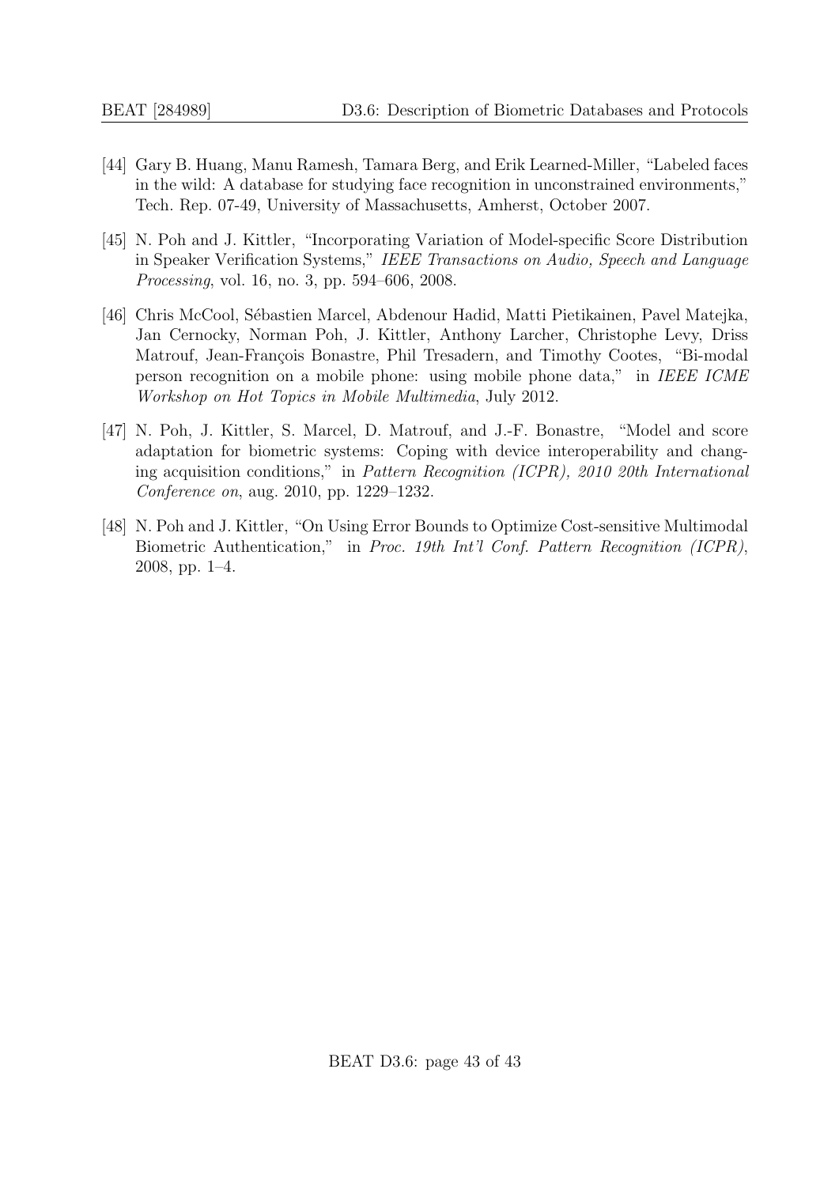[44] Gary B. Huang, Manu Ramesh, Tamara Berg, and Erik Learned-Miller, "Labeled faces in the wild: A database for studying face recognition in unconstrained environments," Tech. Rep. 07-49, University of Massachusetts, Amherst, October 2007.

[45] N. Poh and J. Kittler, "Incorporating Variation of Model-specific Score Distribution in Speaker Verification Systems," *IEEE Transactions on Audio, Speech and Language Processing*, vol. 16, no. 3, pp. 594–606, 2008.

[46] Chris McCool, Sébastien Marcel, Abdenour Hadid, Matti Pietikainen, Pavel Matejka, Jan Cernocky, Norman Poh, J. Kittler, Anthony Larcher, Christophe Levy, Driss Matrouf, Jean-François Bonastre, Phil Tresadern, and Timothy Cootes, "Bi-modal person recognition on a mobile phone: using mobile phone data," in *IEEE ICME Workshop on Hot Topics in Mobile Multimedia*, July 2012.

[47] N. Poh, J. Kittler, S. Marcel, D. Matrouf, and J.-F. Bonastre, "Model and score adaptation for biometric systems: Coping with device interoperability and changing acquisition conditions," in *Pattern Recognition (ICPR), 2010 20th International Conference on*, aug. 2010, pp. 1229–1232.

[48] N. Poh and J. Kittler, "On Using Error Bounds to Optimize Cost-sensitive Multimodal Biometric Authentication," in *Proc. 19th Int'l Conf. Pattern Recognition (ICPR)*, 2008, pp. 1–4.